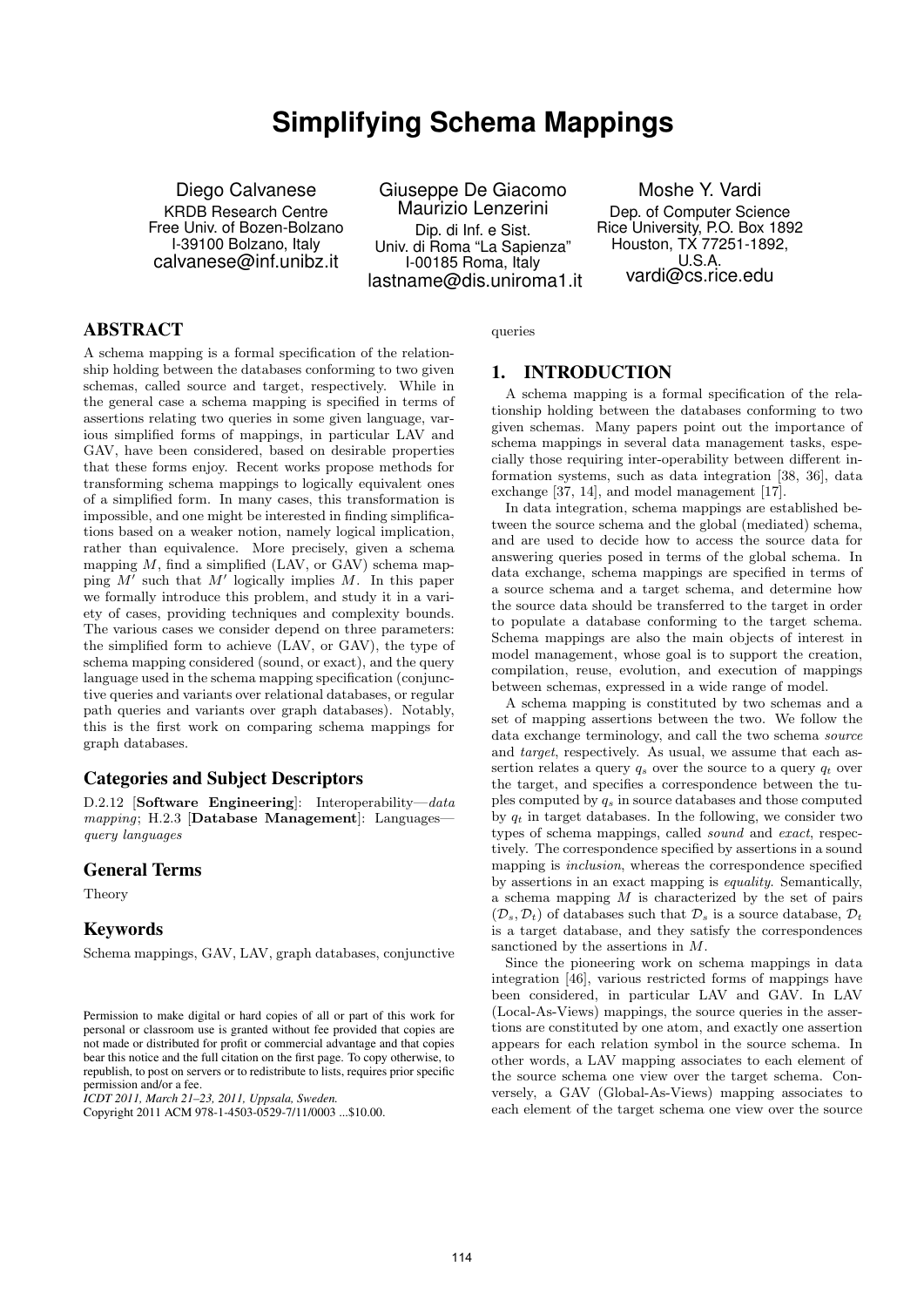# Simplifying Schema Mappings

Diego Calvanese
KRDB Research Centre
Free Univ. of Bozen-Bolzano
I-39100 Bolzano, Italy
calvanese@inf.unibz.it

Giuseppe De Giacomo
Maurizio Lenzerini
Dip. di Inf. e Sist.
Univ. di Roma "La Sapienza"
I-00185 Roma, Italy
lastname@dis.uniroma1.it

Moshe Y. Vardi
Dep. of Computer Science
Rice University, P.O. Box 1892
Houston, TX 77251-1892, U.S.A.
vardi@cs.rice.edu

## ABSTRACT

A schema mapping is a formal specification of the relationship holding between the databases conforming to two given schemas, called source and target, respectively. While in the general case a schema mapping is specified in terms of assertions relating two queries in some given language, various simplified forms of mappings, in particular LAV and GAV, have been considered, based on desirable properties that these forms enjoy. Recent works propose methods for transforming schema mappings to logically equivalent ones of a simplified form. In many cases, this transformation is impossible, and one might be interested in finding simplifications based on a weaker notion, namely logical implication, rather than equivalence. More precisely, given a schema mapping $M$, find a simplified (LAV, or GAV) schema mapping $M'$ such that $M'$ logically implies $M$. In this paper we formally introduce this problem, and study it in a variety of cases, providing techniques and complexity bounds. The various cases we consider depend on three parameters: the simplified form to achieve (LAV, or GAV), the type of schema mapping considered (sound, or exact), and the query language used in the schema mapping specification (conjunctive queries and variants over relational databases, or regular path queries and variants over graph databases). Notably, this is the first work on comparing schema mappings for graph databases.

### Categories and Subject Descriptors

D.2.12 [**Software Engineering**]: Interoperability—*data mapping*; H.2.3 [**Database Management**]: Languages—*query languages*

### General Terms

Theory

### Keywords

Schema mappings, GAV, LAV, graph databases, conjunctive queries

Permission to make digital or hard copies of all or part of this work for personal or classroom use is granted without fee provided that copies are not made or distributed for profit or commercial advantage and that copies bear this notice and the full citation on the first page. To copy otherwise, to republish, to post on servers or to redistribute to lists, requires prior specific permission and/or a fee.
*ICDT 2011, March 21–23, 2011, Uppsala, Sweden.*
Copyright 2011 ACM 978-1-4503-0529-7/11/0003 ...$10.00.

## 1. INTRODUCTION

A schema mapping is a formal specification of the relationship holding between the databases conforming to two given schemas. Many papers point out the importance of schema mappings in several data management tasks, especially those requiring inter-operability between different information systems, such as data integration [38, 36], data exchange [37, 14], and model management [17].

In data integration, schema mappings are established between the source schema and the global (mediated) schema, and are used to decide how to access the source data for answering queries posed in terms of the global schema. In data exchange, schema mappings are specified in terms of a source schema and a target schema, and determine how the source data should be transferred to the target in order to populate a database conforming to the target schema. Schema mappings are also the main objects of interest in model management, whose goal is to support the creation, compilation, reuse, evolution, and execution of mappings between schemas, expressed in a wide range of model.

A schema mapping is constituted by two schemas and a set of mapping assertions between the two. We follow the data exchange terminology, and call the two schema *source* and *target*, respectively. As usual, we assume that each assertion relates a query $q_s$ over the source to a query $q_t$ over the target, and specifies a correspondence between the tuples computed by $q_s$ in source databases and those computed by $q_t$ in target databases. In the following, we consider two types of schema mappings, called *sound* and *exact*, respectively. The correspondence specified by assertions in a sound mapping is *inclusion*, whereas the correspondence specified by assertions in an exact mapping is *equality*. Semantically, a schema mapping $M$ is characterized by the set of pairs $(\mathcal{D}_s, \mathcal{D}_t)$ of databases such that $\mathcal{D}_s$ is a source database, $\mathcal{D}_t$ is a target database, and they satisfy the correspondences sanctioned by the assertions in $M$.

Since the pioneering work on schema mappings in data integration [46], various restricted forms of mappings have been considered, in particular LAV and GAV. In LAV (Local-As-Views) mappings, the source queries in the assertions are constituted by one atom, and exactly one assertion appears for each relation symbol in the source schema. In other words, a LAV mapping associates to each element of the source schema one view over the target schema. Conversely, a GAV (Global-As-Views) mapping associates to each element of the target schema one view over the source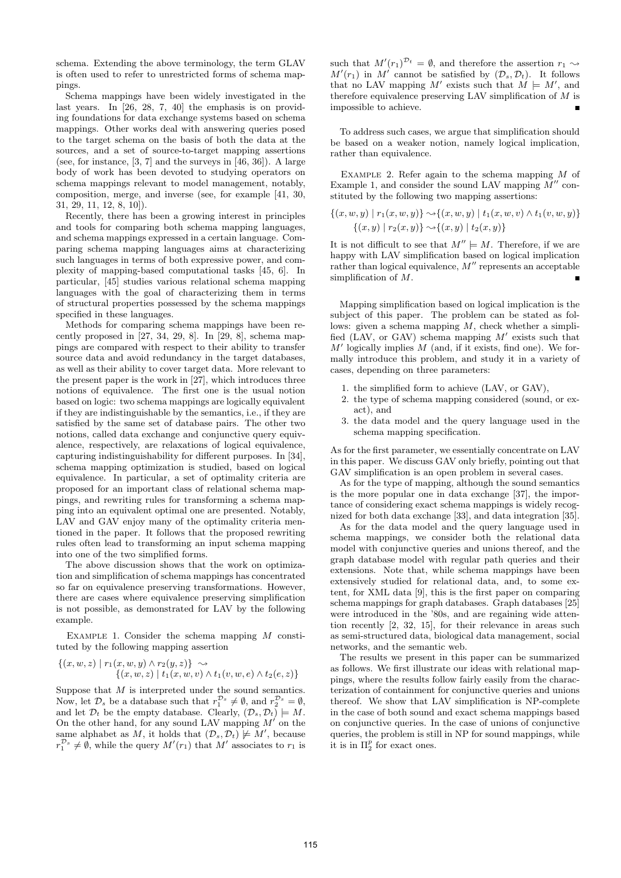schema. Extending the above terminology, the term GLAV is often used to refer to unrestricted forms of schema mappings.

Schema mappings have been widely investigated in the last years. In [26, 28, 7, 40] the emphasis is on providing foundations for data exchange systems based on schema mappings. Other works deal with answering queries posed to the target schema on the basis of both the data at the sources, and a set of source-to-target mapping assertions (see, for instance, [3, 7] and the surveys in [46, 36]). A large body of work has been devoted to studying operators on schema mappings relevant to model management, notably, composition, merge, and inverse (see, for example [41, 30, 31, 29, 11, 12, 8, 10]).

Recently, there has been a growing interest in principles and tools for comparing both schema mapping languages, and schema mappings expressed in a certain language. Comparing schema mapping languages aims at characterizing such languages in terms of both expressive power, and complexity of mapping-based computational tasks [45, 6]. In particular, [45] studies various relational schema mapping languages with the goal of characterizing them in terms of structural properties possessed by the schema mappings specified in these languages.

Methods for comparing schema mappings have been recently proposed in [27, 34, 29, 8]. In [29, 8], schema mappings are compared with respect to their ability to transfer source data and avoid redundancy in the target databases, as well as their ability to cover target data. More relevant to the present paper is the work in [27], which introduces three notions of equivalence. The first one is the usual notion based on logic: two schema mappings are logically equivalent if they are indistinguishable by the semantics, i.e., if they are satisfied by the same set of database pairs. The other two notions, called data exchange and conjunctive query equivalence, respectively, are relaxations of logical equivalence, capturing indistinguishability for different purposes. In [34], schema mapping optimization is studied, based on logical equivalence. In particular, a set of optimality criteria are proposed for an important class of relational schema mappings, and rewriting rules for transforming a schema mapping into an equivalent optimal one are presented. Notably, LAV and GAV enjoy many of the optimality criteria mentioned in the paper. It follows that the proposed rewriting rules often lead to transforming an input schema mapping into one of the two simplified forms.

The above discussion shows that the work on optimization and simplification of schema mappings has concentrated so far on equivalence preserving transformations. However, there are cases where equivalence preserving simplification is not possible, as demonstrated for LAV by the following example.

Example 1. Consider the schema mapping $M$ constituted by the following mapping assertion

$$\{(x, w, z) \mid r_1(x, w, y) \wedge r_2(y, z)\} \rightsquigarrow \{(x, w, z) \mid t_1(x, w, v) \wedge t_1(v, w, e) \wedge t_2(e, z)\}$$

Suppose that $M$ is interpreted under the sound semantics. Now, let $\mathcal{D}_s$ be a database such that $r_1^{\mathcal{D}_s} \neq \emptyset$, and $r_2^{\mathcal{D}_s} = \emptyset$, and let $\mathcal{D}_t$ be the empty database. Clearly, $(\mathcal{D}_s, \mathcal{D}_t) \models M$. On the other hand, for any sound LAV mapping $M'$ on the same alphabet as $M$, it holds that $(\mathcal{D}_s, \mathcal{D}_t) \not\models M'$, because $r_1^{\mathcal{D}_s} \neq \emptyset$, while the query $M'(r_1)$ that $M'$ associates to $r_1$ is such that $M'(r_1)^{\mathcal{D}_t} = \emptyset$, and therefore the assertion $r_1 \rightsquigarrow M'(r_1)$ in $M'$ cannot be satisfied by $(\mathcal{D}_s, \mathcal{D}_t)$. It follows that no LAV mapping $M'$ exists such that $M \models M'$, and therefore equivalence preserving LAV simplification of $M$ is impossible to achieve. ∎

To address such cases, we argue that simplification should be based on a weaker notion, namely logical implication, rather than equivalence.

Example 2. Refer again to the schema mapping $M$ of Example 1, and consider the sound LAV mapping $M''$ constituted by the following two mapping assertions:

$$\{(x, w, y) \mid r_1(x, w, y)\} \rightsquigarrow \{(x, w, y) \mid t_1(x, w, v) \wedge t_1(v, w, y)\}$$
$$\{(x, y) \mid r_2(x, y)\} \rightsquigarrow \{(x, y) \mid t_2(x, y)\}$$

It is not difficult to see that $M'' \models M$. Therefore, if we are happy with LAV simplification based on logical implication rather than logical equivalence, $M''$ represents an acceptable simplification of $M$. ∎

Mapping simplification based on logical implication is the subject of this paper. The problem can be stated as follows: given a schema mapping $M$, check whether a simplified (LAV, or GAV) schema mapping $M'$ exists such that $M'$ logically implies $M$ (and, if it exists, find one). We formally introduce this problem, and study it in a variety of cases, depending on three parameters:

1. the simplified form to achieve (LAV, or GAV),
2. the type of schema mapping considered (sound, or exact), and
3. the data model and the query language used in the schema mapping specification.

As for the first parameter, we essentially concentrate on LAV in this paper. We discuss GAV only briefly, pointing out that GAV simplification is an open problem in several cases.

As for the type of mapping, although the sound semantics is the more popular one in data exchange [37], the importance of considering exact schema mappings is widely recognized for both data exchange [33], and data integration [35].

As for the data model and the query language used in schema mappings, we consider both the relational data model with conjunctive queries and unions thereof, and the graph database model with regular path queries and their extensions. Note that, while schema mappings have been extensively studied for relational data, and, to some extent, for XML data [9], this is the first paper on comparing schema mappings for graph databases. Graph databases [25] were introduced in the '80s, and are regaining wide attention recently [2, 32, 15], for their relevance in areas such as semi-structured data, biological data management, social networks, and the semantic web.

The results we present in this paper can be summarized as follows. We first illustrate our ideas with relational mappings, where the results follow fairly easily from the characterization of containment for conjunctive queries and unions thereof. We show that LAV simplification is NP-complete in the case of both sound and exact schema mappings based on conjunctive queries. In the case of unions of conjunctive queries, the problem is still in NP for sound mappings, while it is in $\Pi_2^p$ for exact ones.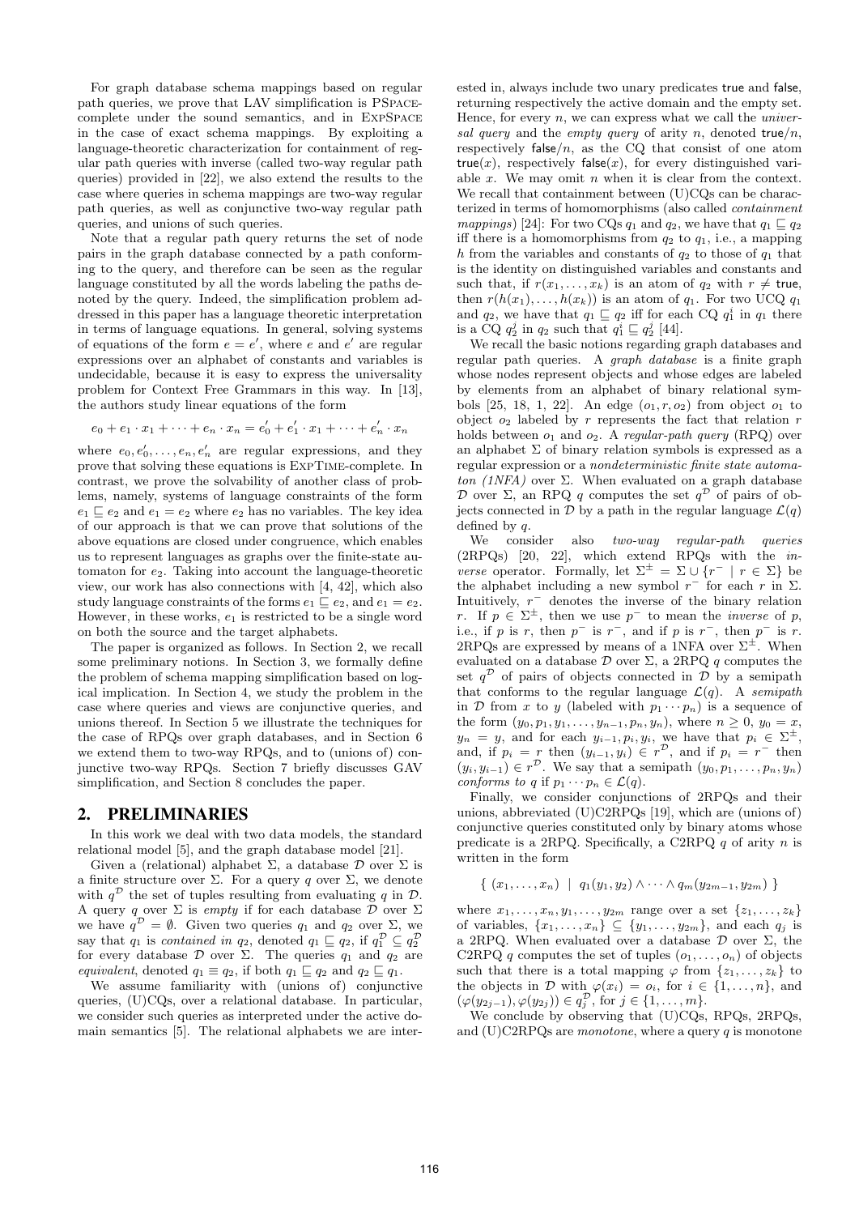For graph database schema mappings based on regular path queries, we prove that LAV simplification is PSPACE-complete under the sound semantics, and in EXPSPACE in the case of exact schema mappings. By exploiting a language-theoretic characterization for containment of regular path queries with inverse (called two-way regular path queries) provided in [22], we also extend the results to the case where queries in schema mappings are two-way regular path queries, as well as conjunctive two-way regular path queries, and unions of such queries.

Note that a regular path query returns the set of node pairs in the graph database connected by a path conforming to the query, and therefore can be seen as the regular language constituted by all the words labeling the paths denoted by the query. Indeed, the simplification problem addressed in this paper has a language theoretic interpretation in terms of language equations. In general, solving systems of equations of the form $e = e'$, where $e$ and $e'$ are regular expressions over an alphabet of constants and variables is undecidable, because it is easy to express the universality problem for Context Free Grammars in this way. In [13], the authors study linear equations of the form

$$e_0 + e_1 \cdot x_1 + \cdots + e_n \cdot x_n = e'_0 + e'_1 \cdot x_1 + \cdots + e'_n \cdot x_n$$

where $e_0, e'_0, \ldots, e_n, e'_n$ are regular expressions, and they prove that solving these equations is EXPTIME-complete. In contrast, we prove the solvability of another class of problems, namely, systems of language constraints of the form $e_1 \sqsubseteq e_2$ and $e_1 = e_2$ where $e_2$ has no variables. The key idea of our approach is that we can prove that solutions of the above equations are closed under congruence, which enables us to represent languages as graphs over the finite-state automaton for $e_2$. Taking into account the language-theoretic view, our work has also connections with [4, 42], which also study language constraints of the forms $e_1 \sqsubseteq e_2$, and $e_1 = e_2$. However, in these works, $e_1$ is restricted to be a single word on both the source and the target alphabets.

The paper is organized as follows. In Section 2, we recall some preliminary notions. In Section 3, we formally define the problem of schema mapping simplification based on logical implication. In Section 4, we study the problem in the case where queries and views are conjunctive queries, and unions thereof. In Section 5 we illustrate the techniques for the case of RPQs over graph databases, and in Section 6 we extend them to two-way RPQs, and to (unions of) conjunctive two-way RPQs. Section 7 briefly discusses GAV simplification, and Section 8 concludes the paper.

## 2. PRELIMINARIES

In this work we deal with two data models, the standard relational model [5], and the graph database model [21].

Given a (relational) alphabet $\Sigma$, a database $\mathcal{D}$ over $\Sigma$ is a finite structure over $\Sigma$. For a query $q$ over $\Sigma$, we denote with $q^{\mathcal{D}}$ the set of tuples resulting from evaluating $q$ in $\mathcal{D}$. A query $q$ over $\Sigma$ is *empty* if for each database $\mathcal{D}$ over $\Sigma$ we have $q^{\mathcal{D}} = \emptyset$. Given two queries $q_1$ and $q_2$ over $\Sigma$, we say that $q_1$ is *contained in* $q_2$, denoted $q_1 \sqsubseteq q_2$, if $q_1^{\mathcal{D}} \subseteq q_2^{\mathcal{D}}$ for every database $\mathcal{D}$ over $\Sigma$. The queries $q_1$ and $q_2$ are *equivalent*, denoted $q_1 \equiv q_2$, if both $q_1 \sqsubseteq q_2$ and $q_2 \sqsubseteq q_1$.

We assume familiarity with (unions of) conjunctive queries, (U)CQs, over a relational database. In particular, we consider such queries as interpreted under the active domain semantics [5]. The relational alphabets we are interested in, always include two unary predicates true and false, returning respectively the active domain and the empty set. Hence, for every $n$, we can express what we call the *universal query* and the *empty query* of arity $n$, denoted true$/n$, respectively false$/n$, as the CQ that consist of one atom true$(x)$, respectively false$(x)$, for every distinguished variable $x$. We may omit $n$ when it is clear from the context. We recall that containment between (U)CQs can be characterized in terms of homomorphisms (also called *containment mappings*) [24]: For two CQs $q_1$ and $q_2$, we have that $q_1 \sqsubseteq q_2$ iff there is a homomorphisms from $q_2$ to $q_1$, i.e., a mapping $h$ from the variables and constants of $q_2$ to those of $q_1$ that is the identity on distinguished variables and constants and such that, if $r(x_1, \ldots, x_k)$ is an atom of $q_2$ with $r \neq$ true, then $r(h(x_1), \ldots, h(x_k))$ is an atom of $q_1$. For two UCQ $q_1$ and $q_2$, we have that $q_1 \sqsubseteq q_2$ iff for each CQ $q_1^i$ in $q_1$ there is a CQ $q_2^j$ in $q_2$ such that $q_1^i \sqsubseteq q_2^j$ [44].

We recall the basic notions regarding graph databases and regular path queries. A *graph database* is a finite graph whose nodes represent objects and whose edges are labeled by elements from an alphabet of binary relational symbols [25, 18, 1, 22]. An edge $(o_1, r, o_2)$ from object $o_1$ to object $o_2$ labeled by $r$ represents the fact that relation $r$ holds between $o_1$ and $o_2$. A *regular-path query* (RPQ) over an alphabet $\Sigma$ of binary relation symbols is expressed as a regular expression or a *nondeterministic finite state automaton (1NFA)* over $\Sigma$. When evaluated on a graph database $\mathcal{D}$ over $\Sigma$, an RPQ $q$ computes the set $q^{\mathcal{D}}$ of pairs of objects connected in $\mathcal{D}$ by a path in the regular language $\mathcal{L}(q)$ defined by $q$.

We consider also *two-way regular-path queries* (2RPQs) [20, 22], which extend RPQs with the *inverse* operator. Formally, let $\Sigma^{\pm} = \Sigma \cup \{r^- \mid r \in \Sigma\}$ be the alphabet including a new symbol $r^-$ for each $r$ in $\Sigma$. Intuitively, $r^-$ denotes the inverse of the binary relation $r$. If $p \in \Sigma^{\pm}$, then we use $p^-$ to mean the *inverse* of $p$, i.e., if $p$ is $r$, then $p^-$ is $r^-$, and if $p$ is $r^-$, then $p^-$ is $r$. 2RPQs are expressed by means of a 1NFA over $\Sigma^{\pm}$. When evaluated on a database $\mathcal{D}$ over $\Sigma$, a 2RPQ $q$ computes the set $q^{\mathcal{D}}$ of pairs of objects connected in $\mathcal{D}$ by a semipath that conforms to the regular language $\mathcal{L}(q)$. A *semipath* in $\mathcal{D}$ from $x$ to $y$ (labeled with $p_1 \cdots p_n$) is a sequence of the form $(y_0, p_1, y_1, \ldots, y_{n-1}, p_n, y_n)$, where $n \geq 0$, $y_0 = x$, $y_n = y$, and for each $y_{i-1}, p_i, y_i$, we have that $p_i \in \Sigma^{\pm}$, and, if $p_i = r$ then $(y_{i-1}, y_i) \in r^{\mathcal{D}}$, and if $p_i = r^-$ then $(y_i, y_{i-1}) \in r^{\mathcal{D}}$. We say that a semipath $(y_0, p_1, \ldots, p_n, y_n)$ *conforms to* $q$ if $p_1 \cdots p_n \in \mathcal{L}(q)$.

Finally, we consider conjunctions of 2RPQs and their unions, abbreviated (U)C2RPQs [19], which are (unions of) conjunctive queries constituted only by binary atoms whose predicate is a 2RPQ. Specifically, a C2RPQ $q$ of arity $n$ is written in the form

$$\{\ (x_1, \ldots, x_n)\ \mid\ q_1(y_1, y_2) \wedge \cdots \wedge q_m(y_{2m-1}, y_{2m})\ \}$$

where $x_1, \ldots, x_n, y_1, \ldots, y_{2m}$ range over a set $\{z_1, \ldots, z_k\}$ of variables, $\{x_1, \ldots, x_n\} \subseteq \{y_1, \ldots, y_{2m}\}$, and each $q_j$ is a 2RPQ. When evaluated over a database $\mathcal{D}$ over $\Sigma$, the C2RPQ $q$ computes the set of tuples $(o_1, \ldots, o_n)$ of objects such that there is a total mapping $\varphi$ from $\{z_1, \ldots, z_k\}$ to the objects in $\mathcal{D}$ with $\varphi(x_i) = o_i$, for $i \in \{1, \ldots, n\}$, and $(\varphi(y_{2j-1}), \varphi(y_{2j})) \in q_j^{\mathcal{D}}$, for $j \in \{1, \ldots, m\}$.

We conclude by observing that (U)CQs, RPQs, 2RPQs, and (U)C2RPQs are *monotone*, where a query $q$ is monotone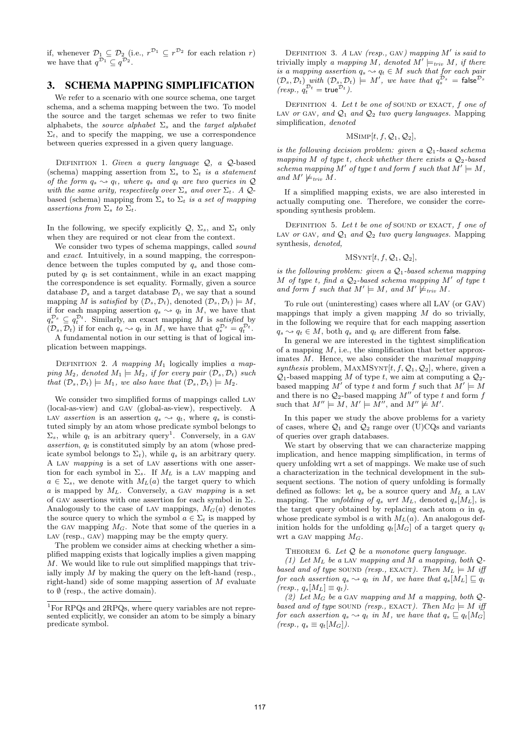if, whenever $\mathcal{D}_1 \subseteq \mathcal{D}_2$ (i.e., $r^{\mathcal{D}_1} \subseteq r^{\mathcal{D}_2}$ for each relation $r$) we have that $q^{\mathcal{D}_1} \subseteq q^{\mathcal{D}_2}$.

## 3. SCHEMA MAPPING SIMPLIFICATION

We refer to a scenario with one source schema, one target schema, and a schema mapping between the two. To model the source and the target schemas we refer to two finite alphabets, the *source alphabet* $\Sigma_s$ and the *target alphabet* $\Sigma_t$, and to specify the mapping, we use a correspondence between queries expressed in a given query language.

Definition 1. *Given a query language $\mathcal{Q}$, a $\mathcal{Q}$-based (schema) mapping assertion from $\Sigma_s$ to $\Sigma_t$ is a statement of the form $q_s \rightsquigarrow q_t$, where $q_s$ and $q_t$ are two queries in $\mathcal{Q}$ with the same arity, respectively over $\Sigma_s$ and over $\Sigma_t$. A $\mathcal{Q}$-based (schema) mapping from $\Sigma_s$ to $\Sigma_t$ is a set of mapping assertions from $\Sigma_s$ to $\Sigma_t$.*

In the following, we specify explicitly $\mathcal{Q}$, $\Sigma_s$, and $\Sigma_t$ only when they are required or not clear from the context.

We consider two types of schema mappings, called *sound* and *exact*. Intuitively, in a sound mapping, the correspondence between the tuples computed by $q_s$ and those computed by $q_t$ is set containment, while in an exact mapping the correspondence is set equality. Formally, given a source database $\mathcal{D}_s$ and a target database $\mathcal{D}_t$, we say that a sound mapping $M$ is *satisfied* by $(\mathcal{D}_s, \mathcal{D}_t)$, denoted $(\mathcal{D}_s, \mathcal{D}_t) \models M$, if for each mapping assertion $q_s \rightsquigarrow q_t$ in $M$, we have that $q_s^{\mathcal{D}_s} \subseteq q_t^{\mathcal{D}_t}$. Similarly, an exact mapping $M$ is *satisfied* by $(\mathcal{D}_s, \mathcal{D}_t)$ if for each $q_s \rightsquigarrow q_t$ in $M$, we have that $q_s^{\mathcal{D}_s} = q_t^{\mathcal{D}_t}$.

A fundamental notion in our setting is that of logical implication between mappings.

Definition 2. *A mapping $M_1$ logically implies a mapping $M_2$, denoted $M_1 \models M_2$, if for every pair $(\mathcal{D}_s, \mathcal{D}_t)$ such that $(\mathcal{D}_s, \mathcal{D}_t) \models M_1$, we also have that $(\mathcal{D}_s, \mathcal{D}_t) \models M_2$.*

We consider two simplified forms of mappings called LAV (local-as-view) and GAV (global-as-view), respectively. A LAV *assertion* is an assertion $q_s \rightsquigarrow q_t$, where $q_s$ is constituted simply by an atom whose predicate symbol belongs to $\Sigma_s$, while $q_t$ is an arbitrary query[1]. Conversely, in a GAV *assertion*, $q_t$ is constituted simply by an atom (whose predicate symbol belongs to $\Sigma_t$), while $q_s$ is an arbitrary query. A LAV *mapping* is a set of LAV assertions with one assertion for each symbol in $\Sigma_s$. If $M_L$ is a LAV mapping and $a \in \Sigma_s$, we denote with $M_L(a)$ the target query to which $a$ is mapped by $M_L$. Conversely, a GAV *mapping* is a set of GAV assertions with one assertion for each symbol in $\Sigma_t$. Analogously to the case of LAV mappings, $M_G(a)$ denotes the source query to which the symbol $a \in \Sigma_t$ is mapped by the GAV mapping $M_G$. Note that some of the queries in a LAV (resp., GAV) mapping may be the empty query.

The problem we consider aims at checking whether a simplified mapping exists that logically implies a given mapping $M$. We would like to rule out simplified mappings that trivially imply $M$ by making the query on the left-hand (resp., right-hand) side of some mapping assertion of $M$ evaluate to $\emptyset$ (resp., the active domain).

[1] For RPQs and 2RPQs, where query variables are not represented explicitly, we consider an atom to be simply a binary predicate symbol.

Definition 3. *A* LAV *(resp.,* GAV*) mapping $M'$ is said to* trivially imply *a mapping $M$, denoted $M' \models_{triv} M$, if there is a mapping assertion $q_s \rightsquigarrow q_t \in M$ such that for each pair $(\mathcal{D}_s, \mathcal{D}_t)$ with $(\mathcal{D}_s, \mathcal{D}_t) \models M'$, we have that $q_s^{\mathcal{D}_s} = \mathsf{false}^{\mathcal{D}_s}$ (resp., $q_t^{\mathcal{D}_t} = \mathsf{true}^{\mathcal{D}_t}$).*

Definition 4. *Let $t$ be one of* SOUND *or* EXACT*, $f$ one of* LAV *or* GAV*, and $\mathcal{Q}_1$ and $\mathcal{Q}_2$ two query languages.* Mapping simplification*, denoted*

$$\text{MSIMP}[t, f, \mathcal{Q}_1, \mathcal{Q}_2],$$

*is the following decision problem: given a $\mathcal{Q}_1$-based schema mapping $M$ of type $t$, check whether there exists a $\mathcal{Q}_2$-based schema mapping $M'$ of type $t$ and form $f$ such that $M' \models M$, and $M' \not\models_{triv} M$.*

If a simplified mapping exists, we are also interested in actually computing one. Therefore, we consider the corresponding synthesis problem.

Definition 5. *Let $t$ be one of* SOUND *or* EXACT*, $f$ one of* LAV *or* GAV*, and $\mathcal{Q}_1$ and $\mathcal{Q}_2$ two query languages.* Mapping synthesis*, denoted,*

$$\text{MSYNT}[t, f, \mathcal{Q}_1, \mathcal{Q}_2],$$

*is the following problem: given a $\mathcal{Q}_1$-based schema mapping $M$ of type $t$, find a $\mathcal{Q}_2$-based schema mapping $M'$ of type $t$ and form $f$ such that $M' \models M$, and $M' \not\models_{triv} M$.*

To rule out (uninteresting) cases where all LAV (or GAV) mappings that imply a given mapping $M$ do so trivially, in the following we require that for each mapping assertion $q_s \rightsquigarrow q_t \in M$, both $q_s$ and $q_t$ are different from $\mathsf{false}$.

In general we are interested in the tightest simplification of a mapping $M$, i.e., the simplification that better approximates $M$. Hence, we also consider the *maximal mapping synthesis* problem, MAXMSYNT$[t, f, \mathcal{Q}_1, \mathcal{Q}_2]$, where, given a $\mathcal{Q}_1$-based mapping $M$ of type $t$, we aim at computing a $\mathcal{Q}_2$-based mapping $M'$ of type $t$ and form $f$ such that $M' \models M$ and there is no $\mathcal{Q}_2$-based mapping $M''$ of type $t$ and form $f$ such that $M'' \models M$, $M' \models M''$, and $M'' \not\models M'$.

In this paper we study the above problems for a variety of cases, where $\mathcal{Q}_1$ and $\mathcal{Q}_2$ range over (U)CQs and variants of queries over graph databases.

We start by observing that we can characterize mapping implication, and hence mapping simplification, in terms of query unfolding wrt a set of mappings. We make use of such a characterization in the technical development in the subsequent sections. The notion of query unfolding is formally defined as follows: let $q_s$ be a source query and $M_L$ a LAV mapping. The *unfolding of $q_s$ wrt $M_L$*, denoted $q_s[M_L]$, is the target query obtained by replacing each atom $\alpha$ in $q_s$ whose predicate symbol is $a$ with $M_L(a)$. An analogous definition holds for the unfolding $q_t[M_G]$ of a target query $q_t$ wrt a GAV mapping $M_G$.

Theorem 6. *Let $\mathcal{Q}$ be a monotone query language.*

*(1) Let $M_L$ be a* LAV *mapping and $M$ a mapping, both $\mathcal{Q}$-based and of type* SOUND *(resp.,* EXACT*). Then $M_L \models M$ iff for each assertion $q_s \rightsquigarrow q_t$ in $M$, we have that $q_s[M_L] \sqsubseteq q_t$ (resp., $q_s[M_L] \equiv q_t$).*

*(2) Let $M_G$ be a* GAV *mapping and $M$ a mapping, both $\mathcal{Q}$-based and of type* SOUND *(resp.,* EXACT*). Then $M_G \models M$ iff for each assertion $q_s \rightsquigarrow q_t$ in $M$, we have that $q_s \sqsubseteq q_t[M_G]$ (resp., $q_s \equiv q_t[M_G]$).*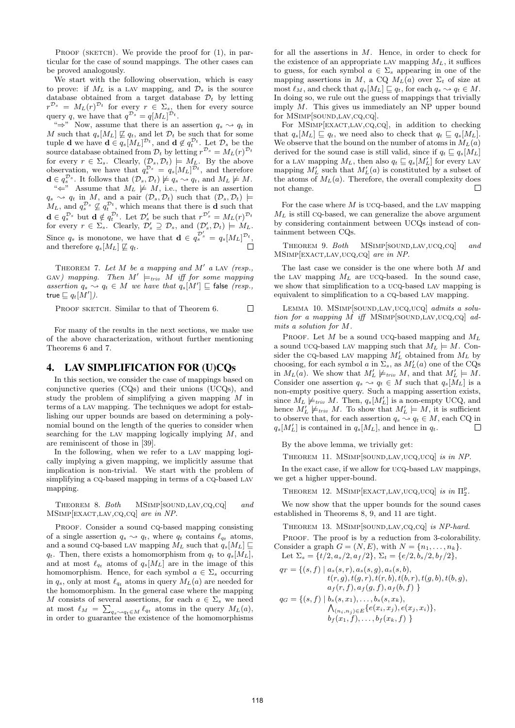PROOF (SKETCH). We provide the proof for (1), in particular for the case of sound mappings. The other cases can be proved analogously.

We start with the following observation, which is easy to prove: if $M_L$ is a LAV mapping, and $\mathcal{D}_s$ is the source database obtained from a target database $\mathcal{D}_t$ by letting $r^{\mathcal{D}_s} = M_L(r)^{\mathcal{D}_t}$ for every $r \in \Sigma_s$, then for every source query $q$, we have that $q^{\mathcal{D}_s} = q[M_L]^{\mathcal{D}_t}$.

"$\Rightarrow$" Now, assume that there is an assertion $q_s \rightsquigarrow q_t$ in $M$ such that $q_s[M_L] \not\sqsubseteq q_t$, and let $\mathcal{D}_t$ be such that for some tuple $\mathbf{d}$ we have $\mathbf{d} \in q_s[M_L]^{\mathcal{D}_t}$, and $\mathbf{d} \notin q_t^{\mathcal{D}_t}$. Let $\mathcal{D}_s$ be the source database obtained from $\mathcal{D}_t$ by letting $r^{\mathcal{D}_s} = M_L(r)^{\mathcal{D}_t}$ for every $r \in \Sigma_s$. Clearly, $(\mathcal{D}_s, \mathcal{D}_t) \models M_L$. By the above observation, we have that $q_s^{\mathcal{D}_s} = q_s[M_L]^{\mathcal{D}_t}$, and therefore $\mathbf{d} \in q_s^{\mathcal{D}_s}$. It follows that $(\mathcal{D}_s, \mathcal{D}_t) \not\models q_s \rightsquigarrow q_t$, and $M_L \not\models M$.

"$\Leftarrow$" Assume that $M_L \not\models M$, i.e., there is an assertion $q_s \rightsquigarrow q_t$ in $M$, and a pair $(\mathcal{D}_s, \mathcal{D}_t)$ such that $(\mathcal{D}_s, \mathcal{D}_t) \models M_L$, and $q_s^{\mathcal{D}_s} \not\subseteq q_t^{\mathcal{D}_t}$, which means that there is $\mathbf{d}$ such that $\mathbf{d} \in q_s^{\mathcal{D}_s}$ but $\mathbf{d} \notin q_t^{\mathcal{D}_t}$. Let $\mathcal{D}'_s$ be such that $r^{\mathcal{D}'_s} = M_L(r)^{\mathcal{D}_t}$ for every $r \in \Sigma_s$. Clearly, $\mathcal{D}'_s \supseteq \mathcal{D}_s$, and $(\mathcal{D}'_s, \mathcal{D}_t) \models M_L$. Since $q_s$ is monotone, we have that $\mathbf{d} \in q_s^{\mathcal{D}'_s} = q_s[M_L]^{\mathcal{D}_t}$, and therefore $q_s[M_L] \not\sqsubseteq q_t$. $\square$

THEOREM 7. *Let $M$ be a mapping and $M'$ a* LAV *(resp.,* GAV*) mapping. Then $M' \models_{triv} M$ iff for some mapping assertion $q_s \rightsquigarrow q_t \in M$ we have that $q_s[M'] \sqsubseteq$ false (resp., true $\sqsubseteq q_t[M']$).*

PROOF SKETCH. Similar to that of Theorem 6. $\square$

For many of the results in the next sections, we make use of the above characterization, without further mentioning Theorems 6 and 7.

## 4. LAV SIMPLIFICATION FOR (U)CQs

In this section, we consider the case of mappings based on conjunctive queries (CQs) and their unions (UCQs), and study the problem of simplifying a given mapping $M$ in terms of a LAV mapping. The techniques we adopt for establishing our upper bounds are based on determining a polynomial bound on the length of the queries to consider when searching for the LAV mapping logically implying $M$, and are reminiscent of those in [39].

In the following, when we refer to a LAV mapping logically implying a given mapping, we implicitly assume that implication is non-trivial. We start with the problem of simplifying a CQ-based mapping in terms of a CQ-based LAV mapping.

THEOREM 8. *Both* MSIMP[SOUND,LAV,CQ,CQ] *and* MSIMP[EXACT,LAV,CQ,CQ] *are in NP.*

PROOF. Consider a sound CQ-based mapping consisting of a single assertion $q_s \rightsquigarrow q_t$, where $q_t$ contains $\ell_{q_t}$ atoms, and a sound CQ-based LAV mapping $M_L$ such that $q_s[M_L] \sqsubseteq q_t$. Then, there exists a homomorphism from $q_t$ to $q_s[M_L]$, and at most $\ell_{q_t}$ atoms of $q_s[M_L]$ are in the image of this homomorphism. Hence, for each symbol $a \in \Sigma_s$ occurring in $q_s$, only at most $\ell_{q_t}$ atoms in query $M_L(a)$ are needed for the homomorphism. In the general case where the mapping $M$ consists of several assertions, for each $a \in \Sigma_s$ we need at most $\ell_M = \sum_{q_s \rightsquigarrow q_t \in M} \ell_{q_t}$ atoms in the query $M_L(a)$, in order to guarantee the existence of the homomorphisms for all the assertions in $M$. Hence, in order to check for the existence of an appropriate LAV mapping $M_L$, it suffices to guess, for each symbol $a \in \Sigma_s$ appearing in one of the mapping assertions in $M$, a CQ $M_L(a)$ over $\Sigma_t$ of size at most $\ell_M$, and check that $q_s[M_L] \sqsubseteq q_t$, for each $q_s \rightsquigarrow q_t \in M$. In doing so, we rule out the guess of mappings that trivially imply $M$. This gives us immediately an NP upper bound for MSIMP[SOUND,LAV,CQ,CQ].

For MSIMP[EXACT,LAV,CQ,CQ], in addition to checking that $q_s[M_L] \sqsubseteq q_t$, we need also to check that $q_t \sqsubseteq q_s[M_L]$. We observe that the bound on the number of atoms in $M_L(a)$ derived for the sound case is still valid, since if $q_t \sqsubseteq q_s[M_L]$ for a LAV mapping $M_L$, then also $q_t \sqsubseteq q_s[M'_L]$ for every LAV mapping $M'_L$ such that $M'_L(a)$ is constituted by a subset of the atoms of $M_L(a)$. Therefore, the overall complexity does not change. $\square$

For the case where $M$ is UCQ-based, and the LAV mapping $M_L$ is still CQ-based, we can generalize the above argument by considering containment between UCQs instead of containment between CQs.

THEOREM 9. *Both* MSIMP[SOUND,LAV,UCQ,CQ] *and* MSIMP[EXACT,LAV,UCQ,CQ] *are in NP.*

The last case we consider is the one where both $M$ and the LAV mapping $M_L$ are UCQ-based. In the sound case, we show that simplification to a UCQ-based LAV mapping is equivalent to simplification to a CQ-based LAV mapping.

LEMMA 10. MSIMP[SOUND,LAV,UCQ,UCQ] *admits a solution for a mapping $M$ iff* MSIMP[SOUND,LAV,UCQ,CQ] *admits a solution for $M$.*

PROOF. Let $M$ be a sound UCQ-based mapping and $M_L$ a sound UCQ-based LAV mapping such that $M_L \models M$. Consider the CQ-based LAV mapping $M'_L$ obtained from $M_L$ by choosing, for each symbol $a$ in $\Sigma_s$, as $M'_L(a)$ one of the CQs in $M_L(a)$. We show that $M'_L \not\models_{triv} M$, and that $M'_L \models M$. Consider one assertion $q_s \rightsquigarrow q_t \in M$ such that $q_s[M_L]$ is a non-empty positive query. Such a mapping assertion exists, since $M_L \not\models_{triv} M$. Then, $q_s[M'_L]$ is a non-empty UCQ, and hence $M'_L \not\models_{triv} M$. To show that $M'_L \models M$, it is sufficient to observe that, for each assertion $q_s \rightsquigarrow q_t \in M$, each CQ in $q_s[M'_L]$ is contained in $q_s[M_L]$, and hence in $q_t$. $\square$

By the above lemma, we trivially get:

THEOREM 11. MSIMP[SOUND,LAV,UCQ,UCQ] *is in NP.*

In the exact case, if we allow for UCQ-based LAV mappings, we get a higher upper-bound.

THEOREM 12. MSIMP[EXACT,LAV,UCQ,UCQ] *is in $\Pi^p_2$.*

We now show that the upper bounds for the sound cases established in Theorems 8, 9, and 11 are tight.

THEOREM 13. MSIMP[SOUND,LAV,CQ,CQ] *is NP-hard.*

PROOF. The proof is by a reduction from 3-colorability. Consider a graph $G = (N, E)$, with $N = \{n_1, \ldots, n_k\}$. Let $\Sigma_s = \{t/2, a_s/2, a_f/2\}$, $\Sigma_t = \{e/2, b_s/2, b_f/2\}$,

$$
\begin{aligned}
q_T = \{(s,f) \mid\ & a_s(s,r), a_s(s,g), a_s(s,b), \\
& t(r,g), t(g,r), t(r,b), t(b,r), t(g,b), t(b,g), \\
& a_f(r,f), a_f(g,f), a_f(b,f)\ \} \\
q_G = \{(s,f) \mid\ & b_s(s,x_1), \ldots, b_s(s,x_k), \\
& \textstyle\bigwedge_{(n_i,n_j) \in E} \{e(x_i,x_j), e(x_j,x_i)\}, \\
& b_f(x_1,f), \ldots, b_f(x_k,f)\ \}
\end{aligned}
$$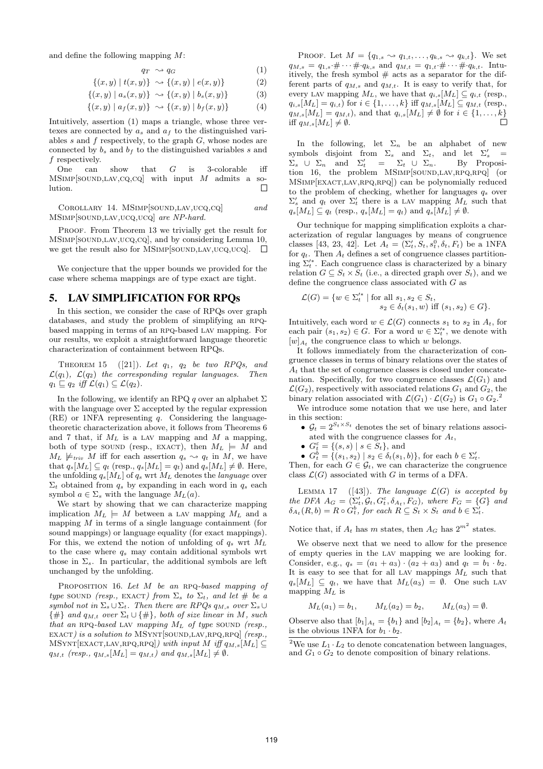and define the following mapping $M$:

$$q_T \rightsquigarrow q_G \quad (1)$$

$$\{(x,y) \mid t(x,y)\} \rightsquigarrow \{(x,y) \mid e(x,y)\} \quad (2)$$

$$\{(x,y) \mid a_s(x,y)\} \rightsquigarrow \{(x,y) \mid b_s(x,y)\} \quad (3)$$

$$\{(x,y) \mid a_f(x,y)\} \rightsquigarrow \{(x,y) \mid b_f(x,y)\} \quad (4)$$

Intuitively, assertion (1) maps a triangle, whose three vertexes are connected by $a_s$ and $a_f$ to the distinguished variables $s$ and $f$ respectively, to the graph $G$, whose nodes are connected by $b_s$ and $b_f$ to the distinguished variables $s$ and $f$ respectively.

One can show that $G$ is 3-colorable iff MSimp[sound,lav,cq,cq] with input $M$ admits a solution. □

Corollary 14. *MSimp[sound,lav,ucq,cq] and MSimp[sound,lav,ucq,ucq] are NP-hard.*

Proof. From Theorem 13 we trivially get the result for MSimp[sound,lav,ucq,cq], and by considering Lemma 10, we get the result also for MSimp[sound,lav,ucq,ucq]. □

We conjecture that the upper bounds we provided for the case where schema mappings are of type exact are tight.

## 5. LAV SIMPLIFICATION FOR RPQs

In this section, we consider the case of RPQs over graph databases, and study the problem of simplifying an rpq-based mapping in terms of an rpq-based lav mapping. For our results, we exploit a straightforward language theoretic characterization of containment between RPQs.

Theorem 15 ([21]). *Let $q_1$, $q_2$ be two RPQs, and $\mathcal{L}(q_1)$, $\mathcal{L}(q_2)$ the corresponding regular languages. Then $q_1 \sqsubseteq q_2$ iff $\mathcal{L}(q_1) \subseteq \mathcal{L}(q_2)$.*

In the following, we identify an RPQ $q$ over an alphabet $\Sigma$ with the language over $\Sigma$ accepted by the regular expression (RE) or 1NFA representing $q$. Considering the language-theoretic characterization above, it follows from Theorems 6 and 7 that, if $M_L$ is a lav mapping and $M$ a mapping, both of type sound (resp., exact), then $M_L \models M$ and $M_L \not\models_{triv} M$ iff for each assertion $q_s \rightsquigarrow q_t$ in $M$, we have that $q_s[M_L] \subseteq q_t$ (resp., $q_s[M_L] = q_t$) and $q_s[M_L] \neq \emptyset$. Here, the unfolding $q_s[M_L]$ of $q_s$ wrt $M_L$ denotes the *language* over $\Sigma_t$ obtained from $q_s$ by expanding in each word in $q_s$ each symbol $a \in \Sigma_s$ with the language $M_L(a)$.

We start by showing that we can characterize mapping implication $M_L \models M$ between a lav mapping $M_L$ and a mapping $M$ in terms of a single language containment (for sound mappings) or language equality (for exact mappings). For this, we extend the notion of unfolding of $q_s$ wrt $M_L$ to the case where $q_s$ may contain additional symbols wrt those in $\Sigma_s$. In particular, the additional symbols are left unchanged by the unfolding.

Proposition 16. *Let $M$ be an rpq-based mapping of type sound (resp., exact) from $\Sigma_s$ to $\Sigma_t$, and let $\#$ be a symbol not in $\Sigma_s \cup \Sigma_t$. Then there are RPQs $q_{M,s}$ over $\Sigma_s \cup \{\#\}$ and $q_{M,t}$ over $\Sigma_t \cup \{\#\}$, both of size linear in $M$, such that an rpq-based lav mapping $M_L$ of type sound (resp., exact) is a solution to MSynt[sound,lav,rpq,rpq] (resp., MSynt[exact,lav,rpq,rpq]) with input $M$ iff $q_{M,s}[M_L] \subseteq q_{M,t}$ (resp., $q_{M,s}[M_L] = q_{M,t}$) and $q_{M,s}[M_L] \neq \emptyset$.*

Proof. Let $M = \{q_{1,s} \rightsquigarrow q_{1,t}, \ldots, q_{k,s} \rightsquigarrow q_{k,t}\}$. We set $q_{M,s} = q_{1,s}\cdot\#\cdots\#\cdot q_{k,s}$ and $q_{M,t} = q_{1,t}\cdot\#\cdots\#\cdot q_{k,t}$. Intuitively, the fresh symbol $\#$ acts as a separator for the different parts of $q_{M,s}$ and $q_{M,t}$. It is easy to verify that, for every lav mapping $M_L$, we have that $q_{i,s}[M_L] \subseteq q_{i,t}$ (resp., $q_{i,s}[M_L] = q_{i,t}$) for $i \in \{1, \ldots, k\}$ iff $q_{M,s}[M_L] \subseteq q_{M,t}$ (resp., $q_{M,s}[M_L] = q_{M,t}$), and that $q_{i,s}[M_L] \neq \emptyset$ for $i \in \{1, \ldots, k\}$ iff $q_{M,s}[M_L] \neq \emptyset$. □

In the following, let $\Sigma_n$ be an alphabet of new symbols disjoint from $\Sigma_s$ and $\Sigma_t$, and let $\Sigma'_s = \Sigma_s \cup \Sigma_n$ and $\Sigma'_t = \Sigma_t \cup \Sigma_n$. By Proposition 16, the problem MSimp[sound,lav,rpq,rpq] (or MSimp[exact,lav,rpq,rpq]) can be polynomially reduced to the problem of checking, whether for languages $q_s$ over $\Sigma'_s$ and $q_t$ over $\Sigma'_t$ there is a lav mapping $M_L$ such that $q_s[M_L] \subseteq q_t$ (resp., $q_s[M_L] = q_t$) and $q_s[M_L] \neq \emptyset$.

Our technique for mapping simplification exploits a characterization of regular languages by means of congruence classes [43, 23, 42]. Let $A_t = (\Sigma'_t, S_t, s^0_t, \delta_t, F_t)$ be a 1NFA for $q_t$. Then $A_t$ defines a set of congruence classes partitioning $\Sigma'^*_t$. Each congruence class is characterized by a binary relation $G \subseteq S_t \times S_t$ (i.e., a directed graph over $S_t$), and we define the congruence class associated with $G$ as

$$\mathcal{L}(G) = \{w \in \Sigma'^*_t \mid \text{for all } s_1, s_2 \in S_t,\ s_2 \in \delta_t(s_1, w) \text{ iff } (s_1, s_2) \in G\}.$$

Intuitively, each word $w \in \mathcal{L}(G)$ connects $s_1$ to $s_2$ in $A_t$, for each pair $(s_1, s_2) \in G$. For a word $w \in \Sigma'^*_t$, we denote with $[w]_{A_t}$ the congruence class to which $w$ belongs.

It follows immediately from the characterization of congruence classes in terms of binary relations over the states of $A_t$ that the set of congruence classes is closed under concatenation. Specifically, for two congruence classes $\mathcal{L}(G_1)$ and $\mathcal{L}(G_2)$, respectively with associated relations $G_1$ and $G_2$, the binary relation associated with $\mathcal{L}(G_1) \cdot \mathcal{L}(G_2)$ is $G_1 \circ G_2$.[2]

We introduce some notation that we use here, and later in this section:

- $\mathcal{G}_t = 2^{S_t \times S_t}$ denotes the set of binary relations associated with the congruence classes for $A_t$,
- $G^\varepsilon_t = \{(s, s) \mid s \in S_t\}$, and
- $G^b_t = \{(s_1, s_2) \mid s_2 \in \delta_t(s_1, b)\}$, for each $b \in \Sigma'_t$.

Then, for each $G \in \mathcal{G}_t$, we can characterize the congruence class $\mathcal{L}(G)$ in terms of a DFA.

Lemma 17 ([43]). *The language $\mathcal{L}(G)$ is accepted by the DFA $A_G = (\Sigma'_t, \mathcal{G}_t, G^\varepsilon_t, \delta_{A_t}, F_G)$, where $F_G = \{G\}$ and $\delta_{A_t}(R, b) = R \circ G^b_t$, for each $R \subseteq S_t \times S_t$ and $b \in \Sigma'_t$.*

Notice that, if $A_t$ has $m$ states, then $A_G$ has $2^{m^2}$ states.

We observe next that we need to allow for the presence of empty queries in the lav mapping we are looking for. Consider, e.g., $q_s = (a_1 + a_3) \cdot (a_2 + a_3)$ and $q_t = b_1 \cdot b_2$. It is easy to see that for all lav mappings $M_L$ such that $q_s[M_L] \subseteq q_t$, we have that $M_L(a_3) = \emptyset$. One such lav mapping $M_L$ is

$$M_L(a_1) = b_1, \qquad M_L(a_2) = b_2, \qquad M_L(a_3) = \emptyset.$$

Observe also that $[b_1]_{A_t} = \{b_1\}$ and $[b_2]_{A_t} = \{b_2\}$, where $A_t$ is the obvious 1NFA for $b_1 \cdot b_2$.

[2] We use $L_1 \cdot L_2$ to denote concatenation between languages, and $G_1 \circ G_2$ to denote composition of binary relations.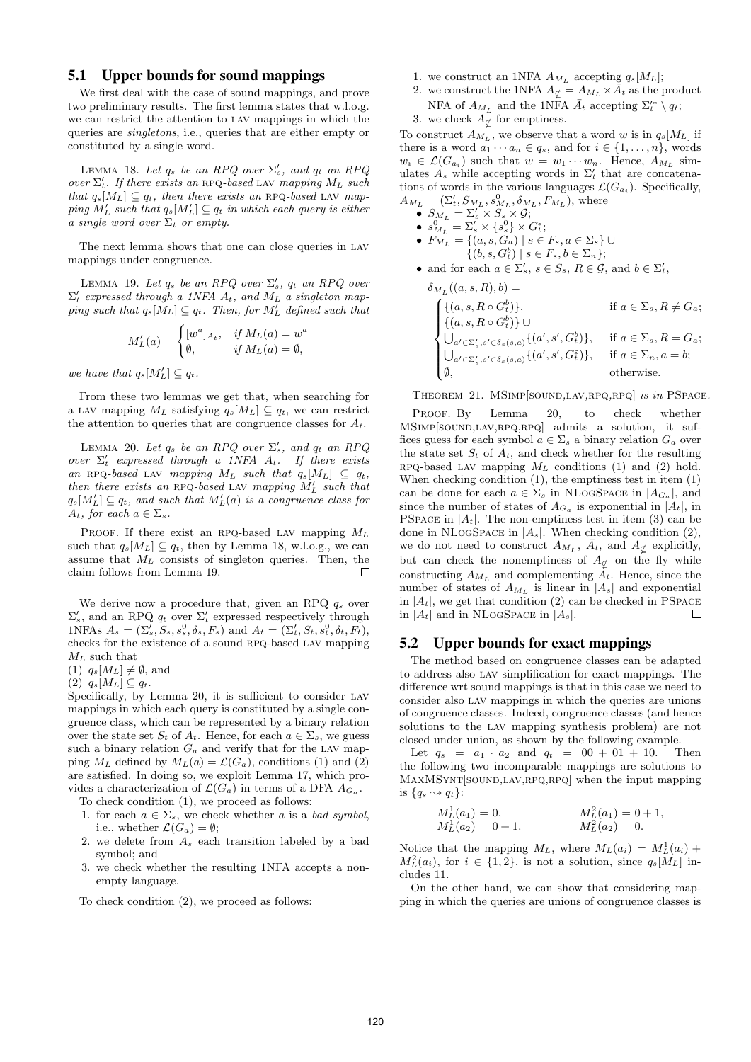## 5.1 Upper bounds for sound mappings

We first deal with the case of sound mappings, and prove two preliminary results. The first lemma states that w.l.o.g. we can restrict the attention to LAV mappings in which the queries are *singletons*, i.e., queries that are either empty or constituted by a single word.

LEMMA 18. *Let $q_s$ be an RPQ over $\Sigma'_s$, and $q_t$ an RPQ over $\Sigma'_t$. If there exists an* RPQ*-based* LAV *mapping $M_L$ such that $q_s[M_L] \subseteq q_t$, then there exists an* RPQ*-based* LAV *mapping $M'_L$ such that $q_s[M'_L] \subseteq q_t$ in which each query is either a single word over $\Sigma_t$ or empty.*

The next lemma shows that one can close queries in LAV mappings under congruence.

LEMMA 19. *Let $q_s$ be an RPQ over $\Sigma'_s$, $q_t$ an RPQ over $\Sigma'_t$ expressed through a 1NFA $A_t$, and $M_L$ a singleton mapping such that $q_s[M_L] \subseteq q_t$. Then, for $M'_L$ defined such that*

$$M'_L(a) = \begin{cases} [w^a]_{A_t}, & \text{if } M_L(a) = w^a \\ \emptyset, & \text{if } M_L(a) = \emptyset, \end{cases}$$

*we have that $q_s[M'_L] \subseteq q_t$.*

From these two lemmas we get that, when searching for a LAV mapping $M_L$ satisfying $q_s[M_L] \subseteq q_t$, we can restrict the attention to queries that are congruence classes for $A_t$.

LEMMA 20. *Let $q_s$ be an RPQ over $\Sigma'_s$, and $q_t$ an RPQ over $\Sigma'_t$ expressed through a 1NFA $A_t$. If there exists an* RPQ*-based* LAV *mapping $M_L$ such that $q_s[M_L] \subseteq q_t$, then there exists an* RPQ*-based* LAV *mapping $M'_L$ such that $q_s[M'_L] \subseteq q_t$, and such that $M'_L(a)$ is a congruence class for $A_t$, for each $a \in \Sigma_s$.*

PROOF. If there exist an RPQ-based LAV mapping $M_L$ such that $q_s[M_L] \subseteq q_t$, then by Lemma 18, w.l.o.g., we can assume that $M_L$ consists of singleton queries. Then, the claim follows from Lemma 19. □

We derive now a procedure that, given an RPQ $q_s$ over $\Sigma'_s$, and an RPQ $q_t$ over $\Sigma'_t$ expressed respectively through 1NFAs $A_s = (\Sigma'_s, S_s, s^0_s, \delta_s, F_s)$ and $A_t = (\Sigma'_t, S_t, s^0_t, \delta_t, F_t)$, checks for the existence of a sound RPQ-based LAV mapping $M_L$ such that

(1) $q_s[M_L] \neq \emptyset$, and
(2) $q_s[M_L] \subseteq q_t$.

Specifically, by Lemma 20, it is sufficient to consider LAV mappings in which each query is constituted by a single congruence class, which can be represented by a binary relation over the state set $S_t$ of $A_t$. Hence, for each $a \in \Sigma_s$, we guess such a binary relation $G_a$ and verify that for the LAV mapping $M_L$ defined by $M_L(a) = \mathcal{L}(G_a)$, conditions (1) and (2) are satisfied. In doing so, we exploit Lemma 17, which provides a characterization of $\mathcal{L}(G_a)$ in terms of a DFA $A_{G_a}$.

To check condition (1), we proceed as follows:

1. for each $a \in \Sigma_s$, we check whether $a$ is a *bad symbol*, i.e., whether $\mathcal{L}(G_a) = \emptyset$;
2. we delete from $A_s$ each transition labeled by a bad symbol; and
3. we check whether the resulting 1NFA accepts a non-empty language.

To check condition (2), we proceed as follows:

1. we construct an 1NFA $A_{M_L}$ accepting $q_s[M_L]$;
2. we construct the 1NFA $A_{\not\subseteq} = A_{M_L} \times \bar{A}_t$ as the product NFA of $A_{M_L}$ and the 1NFA $\bar{A}_t$ accepting $\Sigma'^*_t \setminus q_t$;
3. we check $A_{\not\subseteq}$ for emptiness.

To construct $A_{M_L}$, we observe that a word $w$ is in $q_s[M_L]$ if there is a word $a_1 \cdots a_n \in q_s$, and for $i \in \{1, \ldots, n\}$, words $w_i \in \mathcal{L}(G_{a_i})$ such that $w = w_1 \cdots w_n$. Hence, $A_{M_L}$ simulates $A_s$ while accepting words in $\Sigma'_t$ that are concatenations of words in the various languages $\mathcal{L}(G_{a_i})$. Specifically, $A_{M_L} = (\Sigma'_t, S_{M_L}, s^0_{M_L}, \delta_{M_L}, F_{M_L})$, where

- $S_{M_L} = \Sigma'_s \times S_s \times \mathcal{G}$;
- $s^0_{M_L} = \Sigma'_s \times \{s^0_s\} \times G^\varepsilon_t$;
- $F_{M_L} = \{(a, s, G_a) \mid s \in F_s, a \in \Sigma_s\} \cup \{(b, s, G^b_t) \mid s \in F_s, b \in \Sigma_n\}$;
- and for each $a \in \Sigma'_s$, $s \in S_s$, $R \in \mathcal{G}$, and $b \in \Sigma'_t$,

$$\delta_{M_L}((a, s, R), b) = \begin{cases} \{(a, s, R \circ G^b_t)\}, & \text{if } a \in \Sigma_s, R \neq G_a; \\ \{(a, s, R \circ G^b_t)\} \cup \\ \bigcup_{a' \in \Sigma'_s, s' \in \delta_s(s,a)} \{(a', s', G^b_t)\}, & \text{if } a \in \Sigma_s, R = G_a; \\ \bigcup_{a' \in \Sigma'_s, s' \in \delta_s(s,a)} \{(a', s', G^\varepsilon_t)\}, & \text{if } a \in \Sigma_n, a = b; \\ \emptyset, & \text{otherwise.} \end{cases}$$

THEOREM 21. MSIMP[SOUND,LAV,RPQ,RPQ] *is in* PSPACE.

PROOF. By Lemma 20, to check whether MSIMP[SOUND,LAV,RPQ,RPQ] admits a solution, it suffices guess for each symbol $a \in \Sigma_s$ a binary relation $G_a$ over the state set $S_t$ of $A_t$, and check whether for the resulting RPQ-based LAV mapping $M_L$ conditions (1) and (2) hold. When checking condition (1), the emptiness test in item (1) can be done for each $a \in \Sigma_s$ in NLOGSPACE in $|A_{G_a}|$, and since the number of states of $A_{G_a}$ is exponential in $|A_t|$, in PSPACE in $|A_t|$. The non-emptiness test in item (3) can be done in NLOGSPACE in $|A_s|$. When checking condition (2), we do not need to construct $A_{M_L}$, $\bar{A}_t$, and $A_{\not\subseteq}$ explicitly, but can check the nonemptiness of $A_{\not\subseteq}$ on the fly while constructing $A_{M_L}$ and complementing $A_t$. Hence, since the number of states of $A_{M_L}$ is linear in $|A_s|$ and exponential in $|A_t|$, we get that condition (2) can be checked in PSPACE in $|A_t|$ and in NLOGSPACE in $|A_s|$. □

## 5.2 Upper bounds for exact mappings

The method based on congruence classes can be adapted to address also LAV simplification for exact mappings. The difference wrt sound mappings is that in this case we need to consider also LAV mappings in which the queries are unions of congruence classes. Indeed, congruence classes (and hence solutions to the LAV mapping synthesis problem) are not closed under union, as shown by the following example.

Let $q_s = a_1 \cdot a_2$ and $q_t = 00 + 01 + 10$. Then the following two incomparable mappings are solutions to MAXMSYNT[SOUND,LAV,RPQ,RPQ] when the input mapping is $\{q_s \rightsquigarrow q_t\}$:

$$\begin{aligned} M^1_L(a_1) &= 0, & M^2_L(a_1) &= 0 + 1, \\ M^1_L(a_2) &= 0 + 1. & M^2_L(a_2) &= 0. \end{aligned}$$

Notice that the mapping $M_L$, where $M_L(a_i) = M^1_L(a_i) + M^2_L(a_i)$, for $i \in \{1, 2\}$, is not a solution, since $q_s[M_L]$ includes 11.

On the other hand, we can show that considering mapping in which the queries are unions of congruence classes is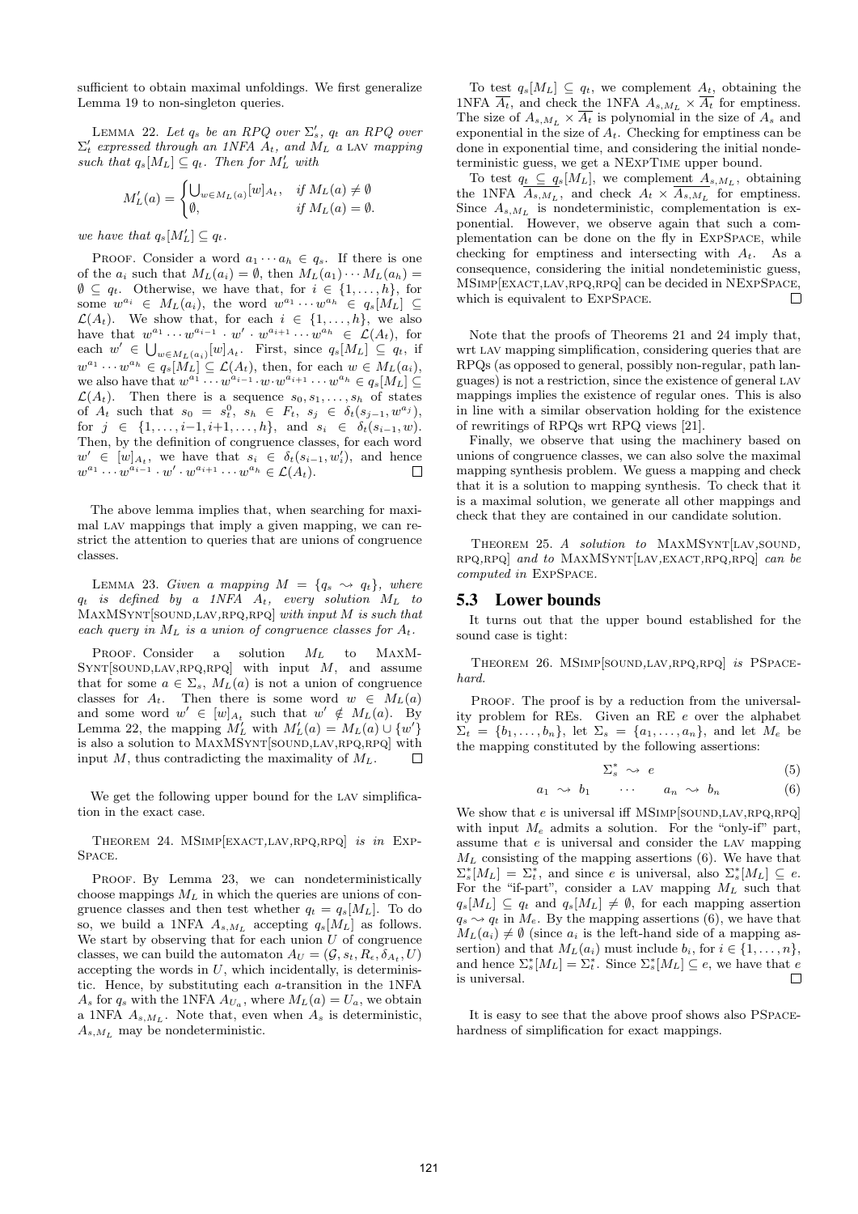sufficient to obtain maximal unfoldings. We first generalize Lemma 19 to non-singleton queries.

Lemma 22. *Let $q_s$ be an RPQ over $\Sigma_s'$, $q_t$ an RPQ over $\Sigma_t'$ expressed through an 1NFA $A_t$, and $M_L$ a* LAV *mapping such that $q_s[M_L] \subseteq q_t$. Then for $M_L'$ with*

$$M_L'(a) = \begin{cases} \bigcup_{w \in M_L(a)} [w]_{A_t}, & \text{if } M_L(a) \neq \emptyset \\ \emptyset, & \text{if } M_L(a) = \emptyset. \end{cases}$$

*we have that $q_s[M_L'] \subseteq q_t$.*

Proof. Consider a word $a_1 \cdots a_h \in q_s$. If there is one of the $a_i$ such that $M_L(a_i) = \emptyset$, then $M_L(a_1) \cdots M_L(a_h) = \emptyset \subseteq q_t$. Otherwise, we have that, for $i \in \{1, \ldots, h\}$, for some $w^{a_i} \in M_L(a_i)$, the word $w^{a_1} \cdots w^{a_h} \in q_s[M_L] \subseteq \mathcal{L}(A_t)$. We show that, for each $i \in \{1, \ldots, h\}$, we also have that $w^{a_1} \cdots w^{a_{i-1}} \cdot w' \cdot w^{a_{i+1}} \cdots w^{a_h} \in \mathcal{L}(A_t)$, for each $w' \in \bigcup_{w \in M_L(a_i)} [w]_{A_t}$. First, since $q_s[M_L] \subseteq q_t$, if $w^{a_1} \cdots w^{a_h} \in q_s[M_L] \subseteq \mathcal{L}(A_t)$, then, for each $w \in M_L(a_i)$, we also have that $w^{a_1} \cdots w^{a_{i-1}} \cdot w \cdot w^{a_{i+1}} \cdots w^{a_h} \in q_s[M_L] \subseteq \mathcal{L}(A_t)$. Then there is a sequence $s_0, s_1, \ldots, s_h$ of states of $A_t$ such that $s_0 = s_t^0$, $s_h \in F_t$, $s_j \in \delta_t(s_{j-1}, w^{a_j})$, for $j \in \{1, \ldots, i-1, i+1, \ldots, h\}$, and $s_i \in \delta_t(s_{i-1}, w)$. Then, by the definition of congruence classes, for each word $w' \in [w]_{A_t}$, we have that $s_i \in \delta_t(s_{i-1}, w_i')$, and hence $w^{a_1} \cdots w^{a_{i-1}} \cdot w' \cdot w^{a_{i+1}} \cdots w^{a_h} \in \mathcal{L}(A_t)$. □

The above lemma implies that, when searching for maximal LAV mappings that imply a given mapping, we can restrict the attention to queries that are unions of congruence classes.

Lemma 23. *Given a mapping $M = \{q_s \rightsquigarrow q_t\}$, where $q_t$ is defined by a 1NFA $A_t$, every solution $M_L$ to* MaxMSynt[sound,lav,rpq,rpq] *with input $M$ is such that each query in $M_L$ is a union of congruence classes for $A_t$.*

Proof. Consider a solution $M_L$ to MaxMSynt[sound,lav,rpq,rpq] with input $M$, and assume that for some $a \in \Sigma_s$, $M_L(a)$ is not a union of congruence classes for $A_t$. Then there is some word $w \in M_L(a)$ and some word $w' \in [w]_{A_t}$ such that $w' \notin M_L(a)$. By Lemma 22, the mapping $M_L'$ with $M_L'(a) = M_L(a) \cup \{w'\}$ is also a solution to MaxMSynt[sound,lav,rpq,rpq] with input $M$, thus contradicting the maximality of $M_L$. □

We get the following upper bound for the LAV simplification in the exact case.

Theorem 24. MSimp[exact,lav,rpq,rpq] *is in* ExpSpace.

Proof. By Lemma 23, we can nondeterministically choose mappings $M_L$ in which the queries are unions of congruence classes and then test whether $q_t = q_s[M_L]$. To do so, we build a 1NFA $A_{s,M_L}$ accepting $q_s[M_L]$ as follows. We start by observing that for each union $U$ of congruence classes, we can build the automaton $A_U = (\mathcal{G}, s_t, R_\epsilon, \delta_{A_t}, U)$ accepting the words in $U$, which incidentally, is deterministic. Hence, by substituting each $a$-transition in the 1NFA $A_s$ for $q_s$ with the 1NFA $A_{U_a}$, where $M_L(a) = U_a$, we obtain a 1NFA $A_{s,M_L}$. Note that, even when $A_s$ is deterministic, $A_{s,M_L}$ may be nondeterministic.

To test $q_s[M_L] \subseteq q_t$, we complement $A_t$, obtaining the 1NFA $\overline{A_t}$, and check the 1NFA $A_{s,M_L} \times \overline{A_t}$ for emptiness. The size of $A_{s,M_L} \times \overline{A_t}$ is polynomial in the size of $A_s$ and exponential in the size of $A_t$. Checking for emptiness can be done in exponential time, and considering the initial nondeterministic guess, we get a NExpTime upper bound.

To test $q_t \subseteq q_s[M_L]$, we complement $A_{s,M_L}$, obtaining the 1NFA $\overline{A_{s,M_L}}$, and check $A_t \times \overline{A_{s,M_L}}$ for emptiness. Since $A_{s,M_L}$ is nondeterministic, complementation is exponential. However, we observe again that such a complementation can be done on the fly in ExpSpace, while checking for emptiness and intersecting with $A_t$. As a consequence, considering the initial nondeteministic guess, MSimp[exact,lav,rpq,rpq] can be decided in NExpSpace, which is equivalent to ExpSpace. □

Note that the proofs of Theorems 21 and 24 imply that, wrt LAV mapping simplification, considering queries that are RPQs (as opposed to general, possibly non-regular, path languages) is not a restriction, since the existence of general LAV mappings implies the existence of regular ones. This is also in line with a similar observation holding for the existence of rewritings of RPQs wrt RPQ views [21].

Finally, we observe that using the machinery based on unions of congruence classes, we can also solve the maximal mapping synthesis problem. We guess a mapping and check that it is a solution to mapping synthesis. To check that it is a maximal solution, we generate all other mappings and check that they are contained in our candidate solution.

Theorem 25. *A solution to* MaxMSynt[lav,sound,rpq,rpq] *and to* MaxMSynt[lav,exact,rpq,rpq] *can be computed in* ExpSpace.

## 5.3 Lower bounds

It turns out that the upper bound established for the sound case is tight:

Theorem 26. MSimp[sound,lav,rpq,rpq] *is* PSpace*-hard.*

Proof. The proof is by a reduction from the universality problem for REs. Given an RE $e$ over the alphabet $\Sigma_t = \{b_1, \ldots, b_n\}$, let $\Sigma_s = \{a_1, \ldots, a_n\}$, and let $M_e$ be the mapping constituted by the following assertions:

$$\Sigma_s^* \rightsquigarrow e \tag{5}$$

$$a_1 \rightsquigarrow b_1 \qquad \cdots \qquad a_n \rightsquigarrow b_n \tag{6}$$

We show that $e$ is universal iff MSimp[sound,lav,rpq,rpq] with input $M_e$ admits a solution. For the "only-if" part, assume that $e$ is universal and consider the LAV mapping $M_L$ consisting of the mapping assertions (6). We have that $\Sigma_s^*[M_L] = \Sigma_t^*$, and since $e$ is universal, also $\Sigma_s^*[M_L] \subseteq e$. For the "if-part", consider a LAV mapping $M_L$ such that $q_s[M_L] \subseteq q_t$ and $q_s[M_L] \neq \emptyset$, for each mapping assertion $q_s \rightsquigarrow q_t$ in $M_e$. By the mapping assertions (6), we have that $M_L(a_i) \neq \emptyset$ (since $a_i$ is the left-hand side of a mapping assertion) and that $M_L(a_i)$ must include $b_i$, for $i \in \{1, \ldots, n\}$, and hence $\Sigma_s^*[M_L] = \Sigma_t^*$. Since $\Sigma_s^*[M_L] \subseteq e$, we have that $e$ is universal. □

It is easy to see that the above proof shows also PSpace-hardness of simplification for exact mappings.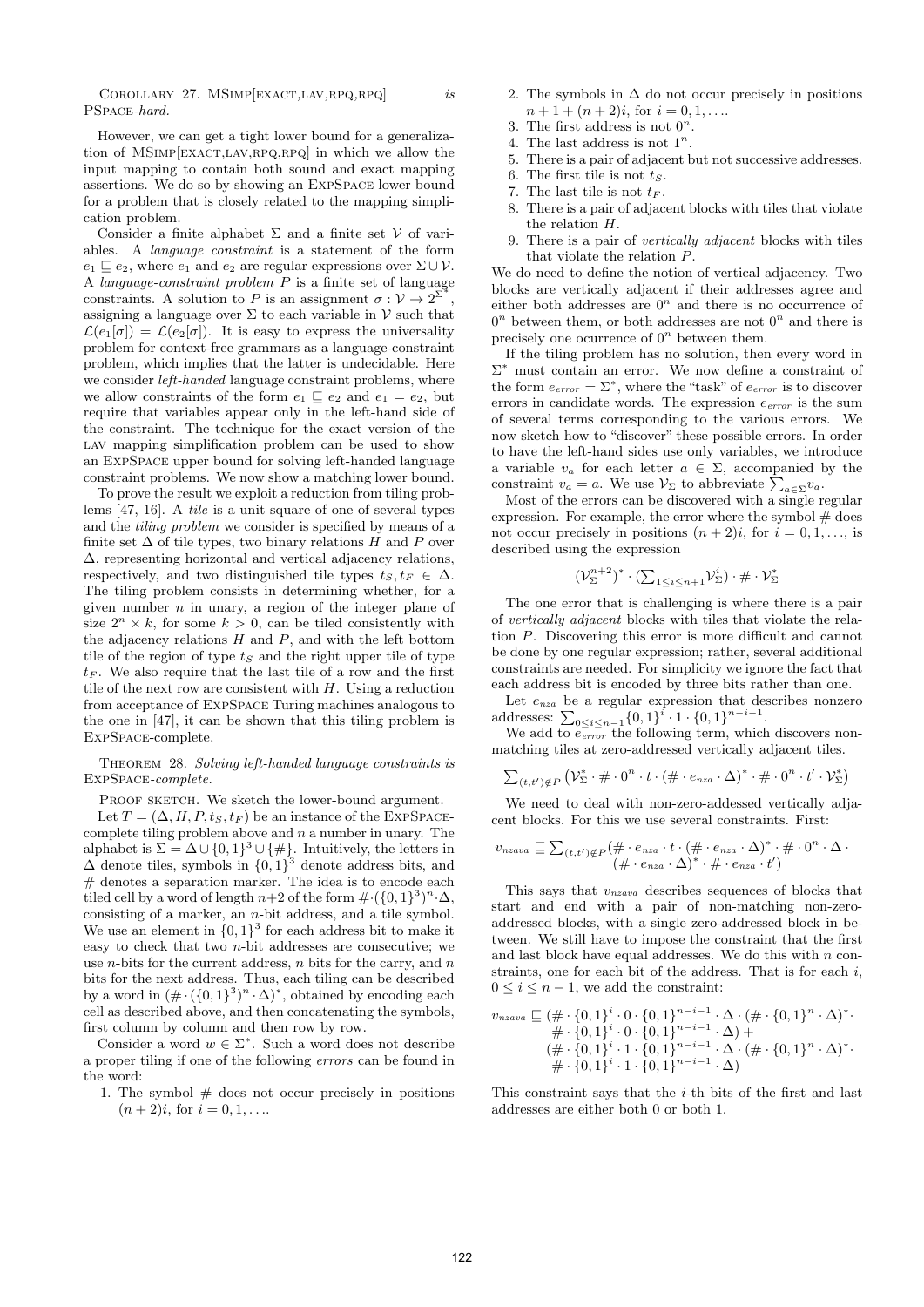COROLLARY 27. MSIMP[EXACT,LAV,RPQ,RPQ] *is* PSPACE*-hard.*

However, we can get a tight lower bound for a generalization of MSIMP[EXACT,LAV,RPQ,RPQ] in which we allow the input mapping to contain both sound and exact mapping assertions. We do so by showing an EXPSPACE lower bound for a problem that is closely related to the mapping simplification problem.

Consider a finite alphabet $\Sigma$ and a finite set $\mathcal{V}$ of variables. A *language constraint* is a statement of the form $e_1 \sqsubseteq e_2$, where $e_1$ and $e_2$ are regular expressions over $\Sigma \cup \mathcal{V}$. A *language-constraint problem* $P$ is a finite set of language constraints. A solution to $P$ is an assignment $\sigma : \mathcal{V} \to 2^{\Sigma^*}$, assigning a language over $\Sigma$ to each variable in $\mathcal{V}$ such that $\mathcal{L}(e_1[\sigma]) = \mathcal{L}(e_2[\sigma])$. It is easy to express the universality problem for context-free grammars as a language-constraint problem, which implies that the latter is undecidable. Here we consider *left-handed* language constraint problems, where we allow constraints of the form $e_1 \sqsubseteq e_2$ and $e_1 = e_2$, but require that variables appear only in the left-hand side of the constraint. The technique for the exact version of the LAV mapping simplification problem can be used to show an EXPSPACE upper bound for solving left-handed language constraint problems. We now show a matching lower bound.

To prove the result we exploit a reduction from tiling problems [47, 16]. A *tile* is a unit square of one of several types and the *tiling problem* we consider is specified by means of a finite set $\Delta$ of tile types, two binary relations $H$ and $P$ over $\Delta$, representing horizontal and vertical adjacency relations, respectively, and two distinguished tile types $t_S, t_F \in \Delta$. The tiling problem consists in determining whether, for a given number $n$ in unary, a region of the integer plane of size $2^n \times k$, for some $k > 0$, can be tiled consistently with the adjacency relations $H$ and $P$, and with the left bottom tile of the region of type $t_S$ and the right upper tile of type $t_F$. We also require that the last tile of a row and the first tile of the next row are consistent with $H$. Using a reduction from acceptance of EXPSPACE Turing machines analogous to the one in [47], it can be shown that this tiling problem is EXPSPACE-complete.

THEOREM 28. *Solving left-handed language constraints is* EXPSPACE*-complete.*

PROOF SKETCH. We sketch the lower-bound argument.

Let $T = (\Delta, H, P, t_S, t_F)$ be an instance of the EXPSPACE-complete tiling problem above and $n$ a number in unary. The alphabet is $\Sigma = \Delta \cup \{0,1\}^3 \cup \{\#\}$. Intuitively, the letters in $\Delta$ denote tiles, symbols in $\{0,1\}^3$ denote address bits, and $\#$ denotes a separation marker. The idea is to encode each tiled cell by a word of length $n+2$ of the form $\# \cdot (\{0,1\}^3)^n \cdot \Delta$, consisting of a marker, an $n$-bit address, and a tile symbol. We use an element in $\{0,1\}^3$ for each address bit to make it easy to check that two $n$-bit addresses are consecutive; we use $n$-bits for the current address, $n$ bits for the carry, and $n$ bits for the next address. Thus, each tiling can be described by a word in $(\# \cdot (\{0,1\}^3)^n \cdot \Delta)^*$, obtained by encoding each cell as described above, and then concatenating the symbols, first column by column and then row by row.

Consider a word $w \in \Sigma^*$. Such a word does not describe a proper tiling if one of the following *errors* can be found in the word:

1. The symbol $\#$ does not occur precisely in positions $(n+2)i$, for $i = 0, 1, \ldots$.
2. The symbols in $\Delta$ do not occur precisely in positions $n+1+(n+2)i$, for $i = 0, 1, \ldots$.
3. The first address is not $0^n$.
4. The last address is not $1^n$.
5. There is a pair of adjacent but not successive addresses.
6. The first tile is not $t_S$.
7. The last tile is not $t_F$.
8. There is a pair of adjacent blocks with tiles that violate the relation $H$.
9. There is a pair of *vertically adjacent* blocks with tiles that violate the relation $P$.

We do need to define the notion of vertical adjacency. Two blocks are vertically adjacent if their addresses agree and either both addresses are $0^n$ and there is no occurrence of $0^n$ between them, or both addresses are not $0^n$ and there is precisely one ocurrence of $0^n$ between them.

If the tiling problem has no solution, then every word in $\Sigma^*$ must contain an error. We now define a constraint of the form $e_{error} = \Sigma^*$, where the "task" of $e_{error}$ is to discover errors in candidate words. The expression $e_{error}$ is the sum of several terms corresponding to the various errors. We now sketch how to "discover" these possible errors. In order to have the left-hand sides use only variables, we introduce a variable $v_a$ for each letter $a \in \Sigma$, accompanied by the constraint $v_a = a$. We use $\mathcal{V}_\Sigma$ to abbreviate $\sum_{a \in \Sigma} v_a$.

Most of the errors can be discovered with a single regular expression. For example, the error where the symbol $\#$ does not occur precisely in positions $(n+2)i$, for $i = 0, 1, \ldots$, is described using the expression

$$(\mathcal{V}_\Sigma^{n+2})^* \cdot (\textstyle\sum_{1 \le i \le n+1} \mathcal{V}_\Sigma^i) \cdot \# \cdot \mathcal{V}_\Sigma^*$$

The one error that is challenging is where there is a pair of *vertically adjacent* blocks with tiles that violate the relation $P$. Discovering this error is more difficult and cannot be done by one regular expression; rather, several additional constraints are needed. For simplicity we ignore the fact that each address bit is encoded by three bits rather than one.

Let $e_{nza}$ be a regular expression that describes nonzero addresses: $\sum_{0 \le i \le n-1} \{0,1\}^i \cdot 1 \cdot \{0,1\}^{n-i-1}$.

We add to $e_{error}$ the following term, which discovers nonmatching tiles at zero-addressed vertically adjacent tiles.

$$\textstyle\sum_{(t,t') \notin P} \left(\mathcal{V}_\Sigma^* \cdot \# \cdot 0^n \cdot t \cdot (\# \cdot e_{nza} \cdot \Delta)^* \cdot \# \cdot 0^n \cdot t' \cdot \mathcal{V}_\Sigma^*\right)$$

We need to deal with non-zero-addessed vertically adjacent blocks. For this we use several constraints. First:

$$v_{nzava} \sqsubseteq \textstyle\sum_{(t,t') \notin P} (\# \cdot e_{nza} \cdot t \cdot (\# \cdot e_{nza} \cdot \Delta)^* \cdot \# \cdot 0^n \cdot \Delta \cdot (\# \cdot e_{nza} \cdot \Delta)^* \cdot \# \cdot e_{nza} \cdot t')$$

This says that $v_{nzava}$ describes sequences of blocks that start and end with a pair of non-matching non-zero-addressed blocks, with a single zero-addressed block in between. We still have to impose the constraint that the first and last block have equal addresses. We do this with $n$ constraints, one for each bit of the address. That is for each $i$, $0 \le i \le n-1$, we add the constraint:

$$\begin{aligned} v_{nzava} \sqsubseteq\ & (\# \cdot \{0,1\}^i \cdot 0 \cdot \{0,1\}^{n-i-1} \cdot \Delta \cdot (\# \cdot \{0,1\}^n \cdot \Delta)^* \cdot \\ & \# \cdot \{0,1\}^i \cdot 0 \cdot \{0,1\}^{n-i-1} \cdot \Delta) + \\ & (\# \cdot \{0,1\}^i \cdot 1 \cdot \{0,1\}^{n-i-1} \cdot \Delta \cdot (\# \cdot \{0,1\}^n \cdot \Delta)^* \cdot \\ & \# \cdot \{0,1\}^i \cdot 1 \cdot \{0,1\}^{n-i-1} \cdot \Delta) \end{aligned}$$

This constraint says that the $i$-th bits of the first and last addresses are either both 0 or both 1.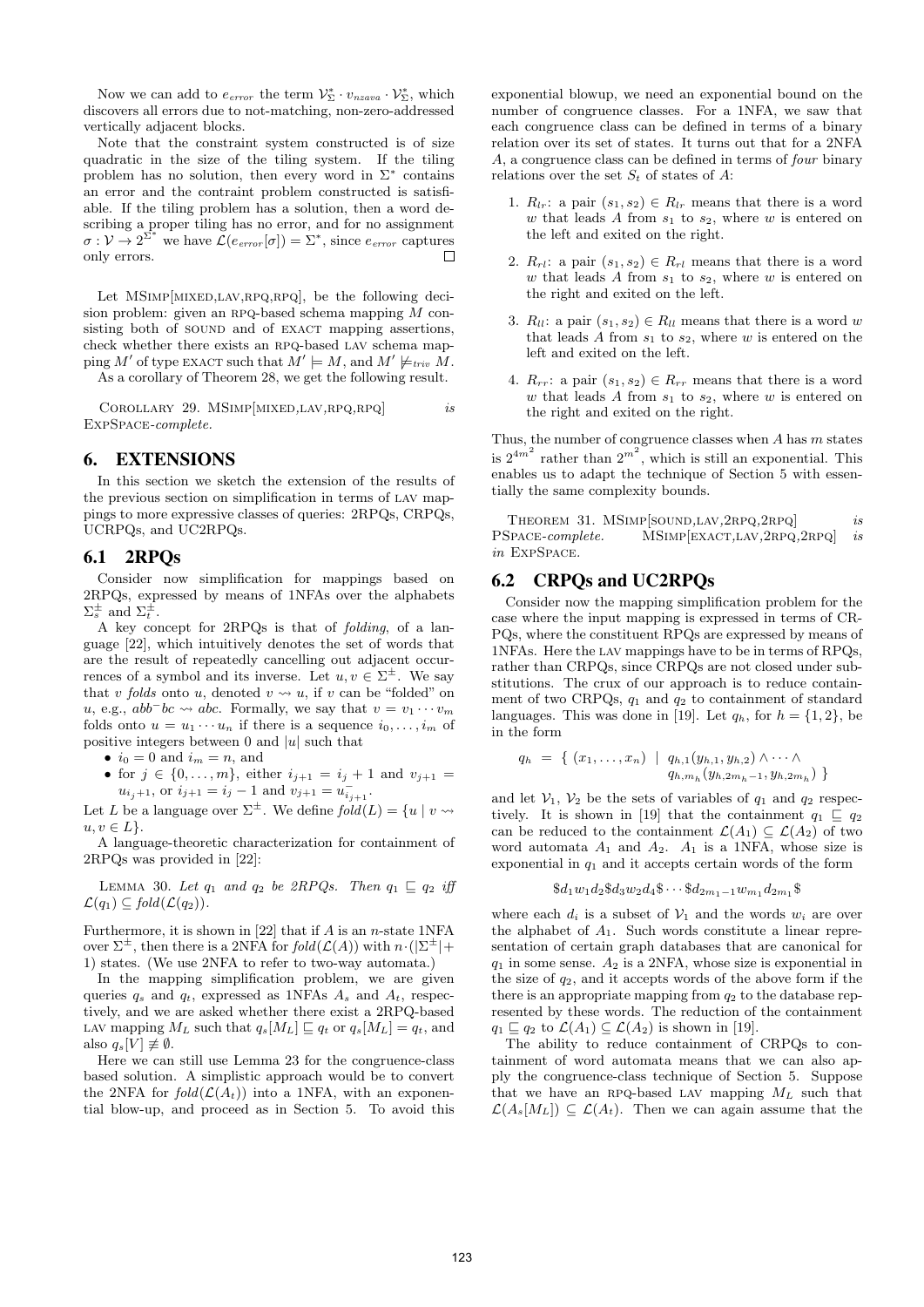Now we can add to $e_{error}$ the term $\mathcal{V}_\Sigma^* \cdot v_{nzava} \cdot \mathcal{V}_\Sigma^*$, which discovers all errors due to not-matching, non-zero-addressed vertically adjacent blocks.

Note that the constraint system constructed is of size quadratic in the size of the tiling system. If the tiling problem has no solution, then every word in $\Sigma^*$ contains an error and the contraint problem constructed is satisfiable. If the tiling problem has a solution, then a word describing a proper tiling has no error, and for no assignment $\sigma : \mathcal{V} \to 2^{\Sigma^*}$ we have $\mathcal{L}(e_{error}[\sigma]) = \Sigma^*$, since $e_{error}$ captures only errors. $\square$

Let MSimp[mixed,lav,rpq,rpq], be the following decision problem: given an rpq-based schema mapping $M$ consisting both of sound and of exact mapping assertions, check whether there exists an rpq-based lav schema mapping $M'$ of type exact such that $M' \models M$, and $M' \not\models_{triv} M$.

As a corollary of Theorem 28, we get the following result.

Corollary 29. *MSimp[mixed,lav,rpq,rpq] is ExpSpace-complete.*

# 6. EXTENSIONS

In this section we sketch the extension of the results of the previous section on simplification in terms of lav mappings to more expressive classes of queries: 2RPQs, CRPQs, UCRPQs, and UC2RPQs.

## 6.1 2RPQs

Consider now simplification for mappings based on 2RPQs, expressed by means of 1NFAs over the alphabets $\Sigma_s^\pm$ and $\Sigma_t^\pm$.

A key concept for 2RPQs is that of *folding*, of a language [22], which intuitively denotes the set of words that are the result of repeatedly cancelling out adjacent occurrences of a symbol and its inverse. Let $u, v \in \Sigma^\pm$. We say that $v$ *folds* onto $u$, denoted $v \rightsquigarrow u$, if $v$ can be "folded" on $u$, e.g., $abb^-bc \rightsquigarrow abc$. Formally, we say that $v = v_1 \cdots v_m$ folds onto $u = u_1 \cdots u_n$ if there is a sequence $i_0, \ldots, i_m$ of positive integers between 0 and $|u|$ such that

- $i_0 = 0$ and $i_m = n$, and
- for $j \in \{0, \ldots, m\}$, either $i_{j+1} = i_j + 1$ and $v_{j+1} = u_{i_j+1}$, or $i_{j+1} = i_j - 1$ and $v_{j+1} = u^-_{i_{j+1}}$.

Let $L$ be a language over $\Sigma^\pm$. We define $fold(L) = \{u \mid v \rightsquigarrow u, v \in L\}$.

A language-theoretic characterization for containment of 2RPQs was provided in [22]:

Lemma 30. *Let $q_1$ and $q_2$ be 2RPQs. Then $q_1 \sqsubseteq q_2$ iff $\mathcal{L}(q_1) \subseteq fold(\mathcal{L}(q_2))$.*

Furthermore, it is shown in [22] that if $A$ is an $n$-state 1NFA over $\Sigma^\pm$, then there is a 2NFA for $fold(\mathcal{L}(A))$ with $n \cdot (|\Sigma^\pm| + 1)$ states. (We use 2NFA to refer to two-way automata.)

In the mapping simplification problem, we are given queries $q_s$ and $q_t$, expressed as 1NFAs $A_s$ and $A_t$, respectively, and we are asked whether there exist a 2RPQ-based lav mapping $M_L$ such that $q_s[M_L] \sqsubseteq q_t$ or $q_s[M_L] = q_t$, and also $q_s[V] \not\equiv \emptyset$.

Here we can still use Lemma 23 for the congruence-class based solution. A simplistic approach would be to convert the 2NFA for $fold(\mathcal{L}(A_t))$ into a 1NFA, with an exponential blow-up, and proceed as in Section 5. To avoid this exponential blowup, we need an exponential bound on the number of congruence classes. For a 1NFA, we saw that each congruence class can be defined in terms of a binary relation over its set of states. It turns out that for a 2NFA $A$, a congruence class can be defined in terms of *four* binary relations over the set $S_t$ of states of $A$:

1. $R_{lr}$: a pair $(s_1, s_2) \in R_{lr}$ means that there is a word $w$ that leads $A$ from $s_1$ to $s_2$, where $w$ is entered on the left and exited on the right.
2. $R_{rl}$: a pair $(s_1, s_2) \in R_{rl}$ means that there is a word $w$ that leads $A$ from $s_1$ to $s_2$, where $w$ is entered on the right and exited on the left.
3. $R_{ll}$: a pair $(s_1, s_2) \in R_{ll}$ means that there is a word $w$ that leads $A$ from $s_1$ to $s_2$, where $w$ is entered on the left and exited on the left.
4. $R_{rr}$: a pair $(s_1, s_2) \in R_{rr}$ means that there is a word $w$ that leads $A$ from $s_1$ to $s_2$, where $w$ is entered on the right and exited on the right.

Thus, the number of congruence classes when $A$ has $m$ states is $2^{4m^2}$ rather than $2^{m^2}$, which is still an exponential. This enables us to adapt the technique of Section 5 with essentially the same complexity bounds.

Theorem 31. *MSimp[sound,lav,2rpq,2rpq] is PSpace-complete. MSimp[exact,lav,2rpq,2rpq] is in ExpSpace.*

## 6.2 CRPQs and UC2RPQs

Consider now the mapping simplification problem for the case where the input mapping is expressed in terms of CRPQs, where the constituent RPQs are expressed by means of 1NFAs. Here the lav mappings have to be in terms of RPQs, rather than CRPQs, since CRPQs are not closed under substitutions. The crux of our approach is to reduce containment of two CRPQs, $q_1$ and $q_2$ to containment of standard languages. This was done in [19]. Let $q_h$, for $h = \{1, 2\}$, be in the form

$$q_h = \{ (x_1, \ldots, x_n) \mid q_{h,1}(y_{h,1}, y_{h,2}) \wedge \cdots \wedge q_{h,m_h}(y_{h,2m_h-1}, y_{h,2m_h}) \}$$

and let $\mathcal{V}_1$, $\mathcal{V}_2$ be the sets of variables of $q_1$ and $q_2$ respectively. It is shown in [19] that the containment $q_1 \sqsubseteq q_2$ can be reduced to the containment $\mathcal{L}(A_1) \subseteq \mathcal{L}(A_2)$ of two word automata $A_1$ and $A_2$. $A_1$ is a 1NFA, whose size is exponential in $q_1$ and it accepts certain words of the form

$$\$ d_1 w_1 d_2 \$ d_3 w_2 d_4 \$ \cdots \$ d_{2m_1-1} w_{m_1} d_{2m_1} \$$$

where each $d_i$ is a subset of $\mathcal{V}_1$ and the words $w_i$ are over the alphabet of $A_1$. Such words constitute a linear representation of certain graph databases that are canonical for $q_1$ in some sense. $A_2$ is a 2NFA, whose size is exponential in the size of $q_2$, and it accepts words of the above form if the there is an appropriate mapping from $q_2$ to the database represented by these words. The reduction of the containment $q_1 \sqsubseteq q_2$ to $\mathcal{L}(A_1) \subseteq \mathcal{L}(A_2)$ is shown in [19].

The ability to reduce containment of CRPQs to containment of word automata means that we can also apply the congruence-class technique of Section 5. Suppose that we have an rpq-based lav mapping $M_L$ such that $\mathcal{L}(A_s[M_L]) \subseteq \mathcal{L}(A_t)$. Then we can again assume that the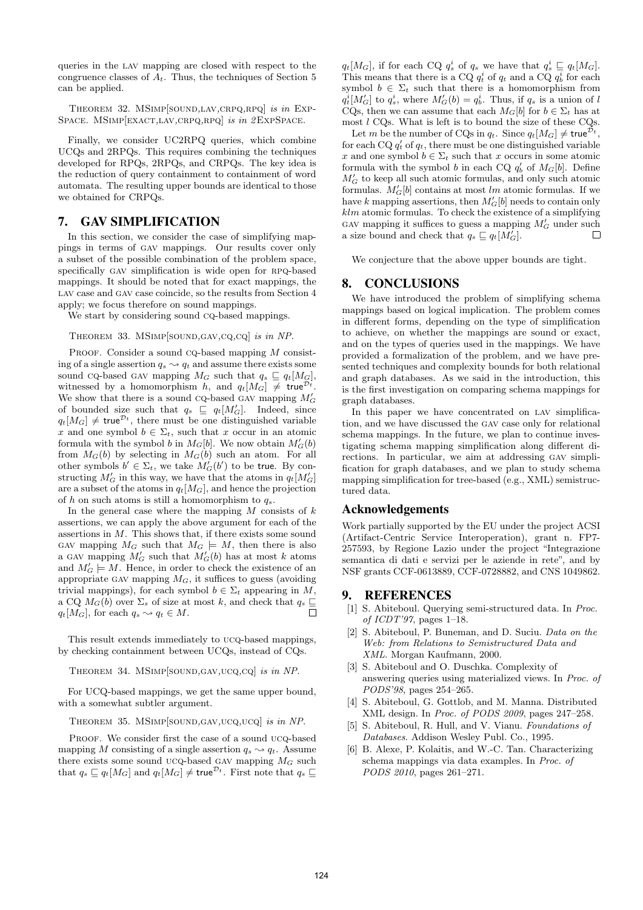queries in the LAV mapping are closed with respect to the congruence classes of $A_t$. Thus, the techniques of Section 5 can be applied.

THEOREM 32. MSIMP[SOUND,LAV,CRPQ,RPQ] *is in* EXPSPACE. MSIMP[EXACT,LAV,CRPQ,RPQ] *is in 2*EXPSPACE.

Finally, we consider UC2RPQ queries, which combine UCQs and 2RPQs. This requires combining the techniques developed for RPQs, 2RPQs, and CRPQs. The key idea is the reduction of query containment to containment of word automata. The resulting upper bounds are identical to those we obtained for CRPQs.

## 7. GAV SIMPLIFICATION

In this section, we consider the case of simplifying mappings in terms of GAV mappings. Our results cover only a subset of the possible combination of the problem space, specifically GAV simplification is wide open for RPQ-based mappings. It should be noted that for exact mappings, the LAV case and GAV case coincide, so the results from Section 4 apply; we focus therefore on sound mappings.

We start by considering sound CQ-based mappings.

THEOREM 33. MSIMP[SOUND,GAV,CQ,CQ] *is in NP.*

PROOF. Consider a sound CQ-based mapping $M$ consisting of a single assertion $q_s \rightsquigarrow q_t$ and assume there exists some sound CQ-based GAV mapping $M_G$ such that $q_s \sqsubseteq q_t[M_G]$, witnessed by a homomorphism $h$, and $q_t[M_G] \neq \mathsf{true}^{\mathcal{D}_t}$. We show that there is a sound CQ-based GAV mapping $M'_G$ of bounded size such that $q_s \sqsubseteq q_t[M'_G]$. Indeed, since $q_t[M_G] \neq \mathsf{true}^{\mathcal{D}_t}$, there must be one distinguished variable $x$ and one symbol $b \in \Sigma_t$, such that $x$ occur in an atomic formula with the symbol $b$ in $M_G[b]$. We now obtain $M'_G(b)$ from $M_G(b)$ by selecting in $M_G(b)$ such an atom. For all other symbols $b' \in \Sigma_t$, we take $M'_G(b')$ to be $\mathsf{true}$. By constructing $M'_G$ in this way, we have that the atoms in $q_t[M'_G]$ are a subset of the atoms in $q_t[M_G]$, and hence the projection of $h$ on such atoms is still a homomorphism to $q_s$.

In the general case where the mapping $M$ consists of $k$ assertions, we can apply the above argument for each of the assertions in $M$. This shows that, if there exists some sound GAV mapping $M_G$ such that $M_G \models M$, then there is also a GAV mapping $M'_G$ such that $M'_G(b)$ has at most $k$ atoms and $M'_G \models M$. Hence, in order to check the existence of an appropriate GAV mapping $M_G$, it suffices to guess (avoiding trivial mappings), for each symbol $b \in \Sigma_t$ appearing in $M$, a CQ $M_G(b)$ over $\Sigma_s$ of size at most $k$, and check that $q_s \sqsubseteq q_t[M_G]$, for each $q_s \rightsquigarrow q_t \in M$. $\square$

This result extends immediately to UCQ-based mappings, by checking containment between UCQs, instead of CQs.

THEOREM 34. MSIMP[SOUND,GAV,UCQ,CQ] *is in NP.*

For UCQ-based mappings, we get the same upper bound, with a somewhat subtler argument.

THEOREM 35. MSIMP[SOUND,GAV,UCQ,UCQ] *is in NP.*

PROOF. We consider first the case of a sound UCQ-based mapping $M$ consisting of a single assertion $q_s \rightsquigarrow q_t$. Assume there exists some sound UCQ-based GAV mapping $M_G$ such that $q_s \sqsubseteq q_t[M_G]$ and $q_t[M_G] \neq \mathsf{true}^{\mathcal{D}_t}$. First note that $q_s \sqsubseteq q_t[M_G]$, if for each CQ $q_s^i$ of $q_s$ we have that $q_s^i \sqsubseteq q_t[M_G]$. This means that there is a CQ $q_t^i$ of $q_t$ and a CQ $q_b^i$ for each symbol $b \in \Sigma_t$ such that there is a homomorphism from $q_t^i[M'_G]$ to $q_s^i$, where $M'_G(b) = q_b^i$. Thus, if $q_s$ is a union of $l$ CQs, then we can assume that each $M_G[b]$ for $b \in \Sigma_t$ has at most $l$ CQs. What is left is to bound the size of these CQs.

Let $m$ be the number of CQs in $q_t$. Since $q_t[M_G] \neq \mathsf{true}^{\mathcal{D}_t}$, for each CQ $q'_t$ of $q_t$, there must be one distinguished variable $x$ and one symbol $b \in \Sigma_t$ such that $x$ occurs in some atomic formula with the symbol $b$ in each CQ $q'_b$ of $M_G[b]$. Define $M'_G$ to keep all such atomic formulas, and only such atomic formulas. $M'_G[b]$ contains at most $lm$ atomic formulas. If we have $k$ mapping assertions, then $M'_G[b]$ needs to contain only $klm$ atomic formulas. To check the existence of a simplifying GAV mapping it suffices to guess a mapping $M'_G$ under such a size bound and check that $q_s \sqsubseteq q_t[M'_G]$. $\square$

We conjecture that the above upper bounds are tight.

## 8. CONCLUSIONS

We have introduced the problem of simplifying schema mappings based on logical implication. The problem comes in different forms, depending on the type of simplification to achieve, on whether the mappings are sound or exact, and on the types of queries used in the mappings. We have provided a formalization of the problem, and we have presented techniques and complexity bounds for both relational and graph databases. As we said in the introduction, this is the first investigation on comparing schema mappings for graph databases.

In this paper we have concentrated on LAV simplification, and we have discussed the GAV case only for relational schema mappings. In the future, we plan to continue investigating schema mapping simplification along different directions. In particular, we aim at addressing GAV simplification for graph databases, and we plan to study schema mapping simplification for tree-based (e.g., XML) semistructured data.

## Acknowledgements

Work partially supported by the EU under the project ACSI (Artifact-Centric Service Interoperation), grant n. FP7-257593, by Regione Lazio under the project "Integrazione semantica di dati e servizi per le aziende in rete", and by NSF grants CCF-0613889, CCF-0728882, and CNS 1049862.

## 9. REFERENCES

[1] S. Abiteboul. Querying semi-structured data. In *Proc. of ICDT'97*, pages 1–18.

[2] S. Abiteboul, P. Buneman, and D. Suciu. *Data on the Web: from Relations to Semistructured Data and XML*. Morgan Kaufmann, 2000.

[3] S. Abiteboul and O. Duschka. Complexity of answering queries using materialized views. In *Proc. of PODS'98*, pages 254–265.

[4] S. Abiteboul, G. Gottlob, and M. Manna. Distributed XML design. In *Proc. of PODS 2009*, pages 247–258.

[5] S. Abiteboul, R. Hull, and V. Vianu. *Foundations of Databases*. Addison Wesley Publ. Co., 1995.

[6] B. Alexe, P. Kolaitis, and W.-C. Tan. Characterizing schema mappings via data examples. In *Proc. of PODS 2010*, pages 261–271.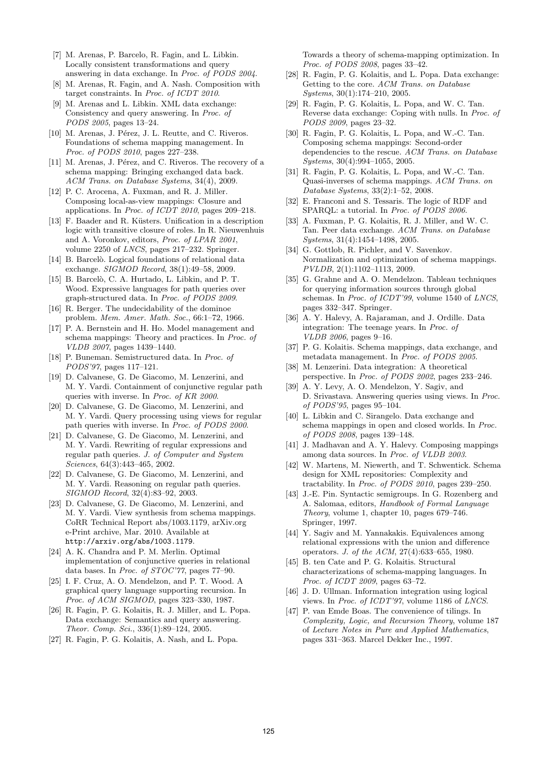[7] M. Arenas, P. Barcelo, R. Fagin, and L. Libkin. Locally consistent transformations and query answering in data exchange. In *Proc. of PODS 2004*.

[8] M. Arenas, R. Fagin, and A. Nash. Composition with target constraints. In *Proc. of ICDT 2010*.

[9] M. Arenas and L. Libkin. XML data exchange: Consistency and query answering. In *Proc. of PODS 2005*, pages 13–24.

[10] M. Arenas, J. Pérez, J. L. Reutte, and C. Riveros. Foundations of schema mapping management. In *Proc. of PODS 2010*, pages 227–238.

[11] M. Arenas, J. Pérez, and C. Riveros. The recovery of a schema mapping: Bringing exchanged data back. *ACM Trans. on Database Systems*, 34(4), 2009.

[12] P. C. Arocena, A. Fuxman, and R. J. Miller. Composing local-as-view mappings: Closure and applications. In *Proc. of ICDT 2010*, pages 209–218.

[13] F. Baader and R. Küsters. Unification in a description logic with transitive closure of roles. In R. Nieuwenhuis and A. Voronkov, editors, *Proc. of LPAR 2001*, volume 2250 of *LNCS*, pages 217–232. Springer.

[14] B. Barcelò. Logical foundations of relational data exchange. *SIGMOD Record*, 38(1):49–58, 2009.

[15] B. Barcelò, C. A. Hurtado, L. Libkin, and P. T. Wood. Expressive languages for path queries over graph-structured data. In *Proc. of PODS 2009*.

[16] R. Berger. The undecidability of the dominoe problem. *Mem. Amer. Math. Soc.*, 66:1–72, 1966.

[17] P. A. Bernstein and H. Ho. Model management and schema mappings: Theory and practices. In *Proc. of VLDB 2007*, pages 1439–1440.

[18] P. Buneman. Semistructured data. In *Proc. of PODS'97*, pages 117–121.

[19] D. Calvanese, G. De Giacomo, M. Lenzerini, and M. Y. Vardi. Containment of conjunctive regular path queries with inverse. In *Proc. of KR 2000*.

[20] D. Calvanese, G. De Giacomo, M. Lenzerini, and M. Y. Vardi. Query processing using views for regular path queries with inverse. In *Proc. of PODS 2000*.

[21] D. Calvanese, G. De Giacomo, M. Lenzerini, and M. Y. Vardi. Rewriting of regular expressions and regular path queries. *J. of Computer and System Sciences*, 64(3):443–465, 2002.

[22] D. Calvanese, G. De Giacomo, M. Lenzerini, and M. Y. Vardi. Reasoning on regular path queries. *SIGMOD Record*, 32(4):83–92, 2003.

[23] D. Calvanese, G. De Giacomo, M. Lenzerini, and M. Y. Vardi. View synthesis from schema mappings. CoRR Technical Report abs/1003.1179, arXiv.org e-Print archive, Mar. 2010. Available at http://arxiv.org/abs/1003.1179.

[24] A. K. Chandra and P. M. Merlin. Optimal implementation of conjunctive queries in relational data bases. In *Proc. of STOC'77*, pages 77–90.

[25] I. F. Cruz, A. O. Mendelzon, and P. T. Wood. A graphical query language supporting recursion. In *Proc. of ACM SIGMOD*, pages 323–330, 1987.

[26] R. Fagin, P. G. Kolaitis, R. J. Miller, and L. Popa. Data exchange: Semantics and query answering. *Theor. Comp. Sci.*, 336(1):89–124, 2005.

[27] R. Fagin, P. G. Kolaitis, A. Nash, and L. Popa. Towards a theory of schema-mapping optimization. In *Proc. of PODS 2008*, pages 33–42.

[28] R. Fagin, P. G. Kolaitis, and L. Popa. Data exchange: Getting to the core. *ACM Trans. on Database Systems*, 30(1):174–210, 2005.

[29] R. Fagin, P. G. Kolaitis, L. Popa, and W. C. Tan. Reverse data exchange: Coping with nulls. In *Proc. of PODS 2009*, pages 23–32.

[30] R. Fagin, P. G. Kolaitis, L. Popa, and W.-C. Tan. Composing schema mappings: Second-order dependencies to the rescue. *ACM Trans. on Database Systems*, 30(4):994–1055, 2005.

[31] R. Fagin, P. G. Kolaitis, L. Popa, and W.-C. Tan. Quasi-inverses of schema mappings. *ACM Trans. on Database Systems*, 33(2):1–52, 2008.

[32] E. Franconi and S. Tessaris. The logic of RDF and SPARQL: a tutorial. In *Proc. of PODS 2006*.

[33] A. Fuxman, P. G. Kolaitis, R. J. Miller, and W. C. Tan. Peer data exchange. *ACM Trans. on Database Systems*, 31(4):1454–1498, 2005.

[34] G. Gottlob, R. Pichler, and V. Savenkov. Normalization and optimization of schema mappings. *PVLDB*, 2(1):1102–1113, 2009.

[35] G. Grahne and A. O. Mendelzon. Tableau techniques for querying information sources through global schemas. In *Proc. of ICDT'99*, volume 1540 of *LNCS*, pages 332–347. Springer.

[36] A. Y. Halevy, A. Rajaraman, and J. Ordille. Data integration: The teenage years. In *Proc. of VLDB 2006*, pages 9–16.

[37] P. G. Kolaitis. Schema mappings, data exchange, and metadata management. In *Proc. of PODS 2005*.

[38] M. Lenzerini. Data integration: A theoretical perspective. In *Proc. of PODS 2002*, pages 233–246.

[39] A. Y. Levy, A. O. Mendelzon, Y. Sagiv, and D. Srivastava. Answering queries using views. In *Proc. of PODS'95*, pages 95–104.

[40] L. Libkin and C. Sirangelo. Data exchange and schema mappings in open and closed worlds. In *Proc. of PODS 2008*, pages 139–148.

[41] J. Madhavan and A. Y. Halevy. Composing mappings among data sources. In *Proc. of VLDB 2003*.

[42] W. Martens, M. Niewerth, and T. Schwentick. Schema design for XML repositories: Complexity and tractability. In *Proc. of PODS 2010*, pages 239–250.

[43] J.-E. Pin. Syntactic semigroups. In G. Rozenberg and A. Salomaa, editors, *Handbook of Formal Language Theory*, volume 1, chapter 10, pages 679–746. Springer, 1997.

[44] Y. Sagiv and M. Yannakakis. Equivalences among relational expressions with the union and difference operators. *J. of the ACM*, 27(4):633–655, 1980.

[45] B. ten Cate and P. G. Kolaitis. Structural characterizations of schema-mapping languages. In *Proc. of ICDT 2009*, pages 63–72.

[46] J. D. Ullman. Information integration using logical views. In *Proc. of ICDT'97*, volume 1186 of *LNCS*.

[47] P. van Emde Boas. The convenience of tilings. In *Complexity, Logic, and Recursion Theory*, volume 187 of *Lecture Notes in Pure and Applied Mathematics*, pages 331–363. Marcel Dekker Inc., 1997.